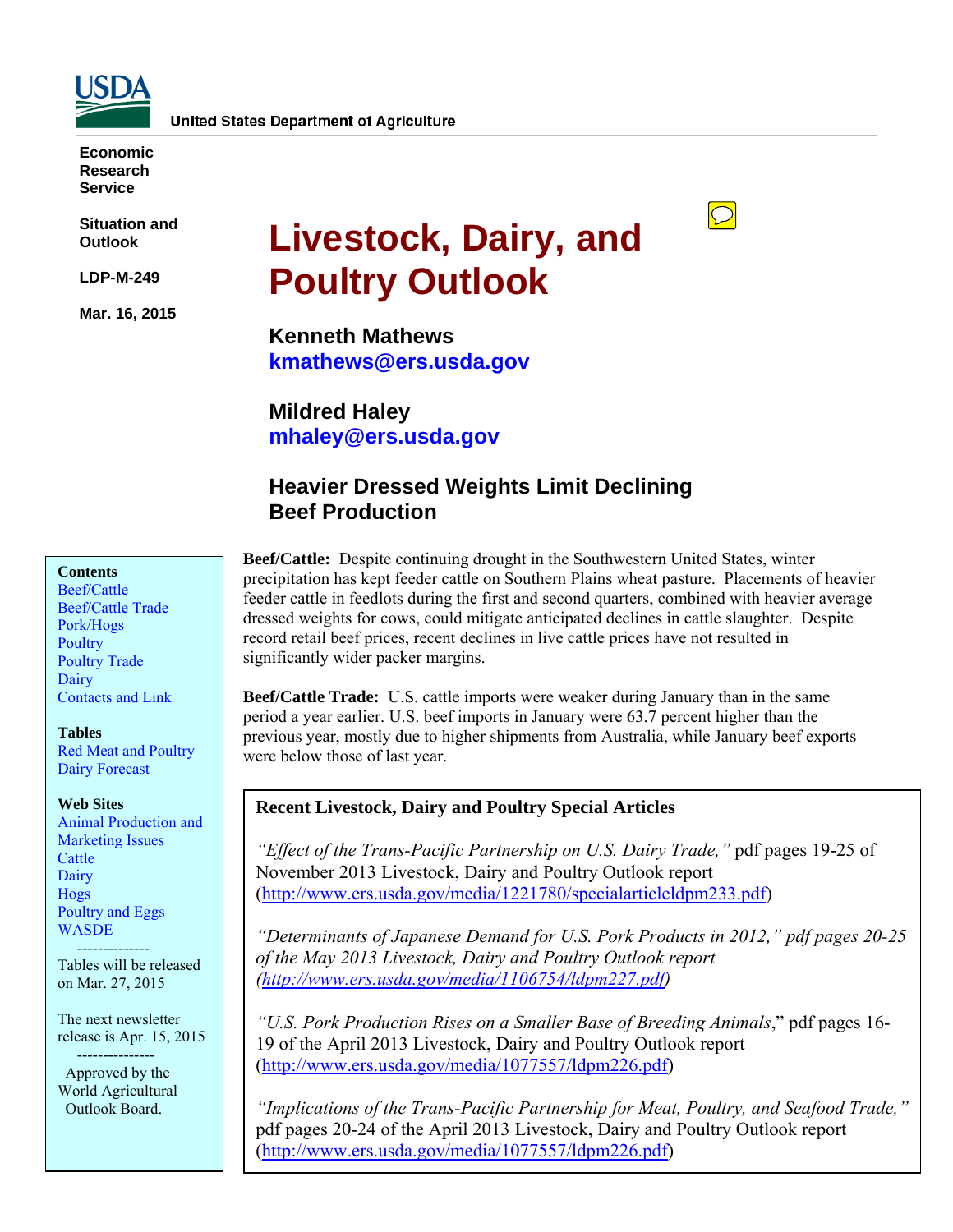United States Department of Agriculture

**Economic Research Service**

**Situation and Outlook**

**LDP-M-249**

**Mar. 16, 2015**

# Livestock, Dairy, and Poultry Outlook

**Kenneth Mathews**
**kmathews@ers.usda.gov**

**Mildred Haley**
**mhaley@ers.usda.gov**

## Heavier Dressed Weights Limit Declining Beef Production

**Beef/Cattle:** Despite continuing drought in the Southwestern United States, winter precipitation has kept feeder cattle on Southern Plains wheat pasture. Placements of heavier feeder cattle in feedlots during the first and second quarters, combined with heavier average dressed weights for cows, could mitigate anticipated declines in cattle slaughter. Despite record retail beef prices, recent declines in live cattle prices have not resulted in significantly wider packer margins.

**Beef/Cattle Trade:** U.S. cattle imports were weaker during January than in the same period a year earlier. U.S. beef imports in January were 63.7 percent higher than the previous year, mostly due to higher shipments from Australia, while January beef exports were below those of last year.

**Recent Livestock, Dairy and Poultry Special Articles**

*"Effect of the Trans-Pacific Partnership on U.S. Dairy Trade,"* pdf pages 19-25 of November 2013 Livestock, Dairy and Poultry Outlook report (http://www.ers.usda.gov/media/1221780/specialarticleldpm233.pdf)

*"Determinants of Japanese Demand for U.S. Pork Products in 2012," pdf pages 20-25 of the May 2013 Livestock, Dairy and Poultry Outlook report (http://www.ers.usda.gov/media/1106754/ldpm227.pdf)*

*"U.S. Pork Production Rises on a Smaller Base of Breeding Animals*," pdf pages 16-19 of the April 2013 Livestock, Dairy and Poultry Outlook report (http://www.ers.usda.gov/media/1077557/ldpm226.pdf)

*"Implications of the Trans-Pacific Partnership for Meat, Poultry, and Seafood Trade,"* pdf pages 20-24 of the April 2013 Livestock, Dairy and Poultry Outlook report (http://www.ers.usda.gov/media/1077557/ldpm226.pdf)

**Contents**
- Beef/Cattle
- Beef/Cattle Trade
- Pork/Hogs
- Poultry
- Poultry Trade
- Dairy
- Contacts and Link

**Tables**
- Red Meat and Poultry
- Dairy Forecast

**Web Sites**
- Animal Production and Marketing Issues
- Cattle
- Dairy
- Hogs
- Poultry and Eggs
- WASDE

--------------

Tables will be released on Mar. 27, 2015

The next newsletter release is Apr. 15, 2015

---------------

Approved by the World Agricultural Outlook Board.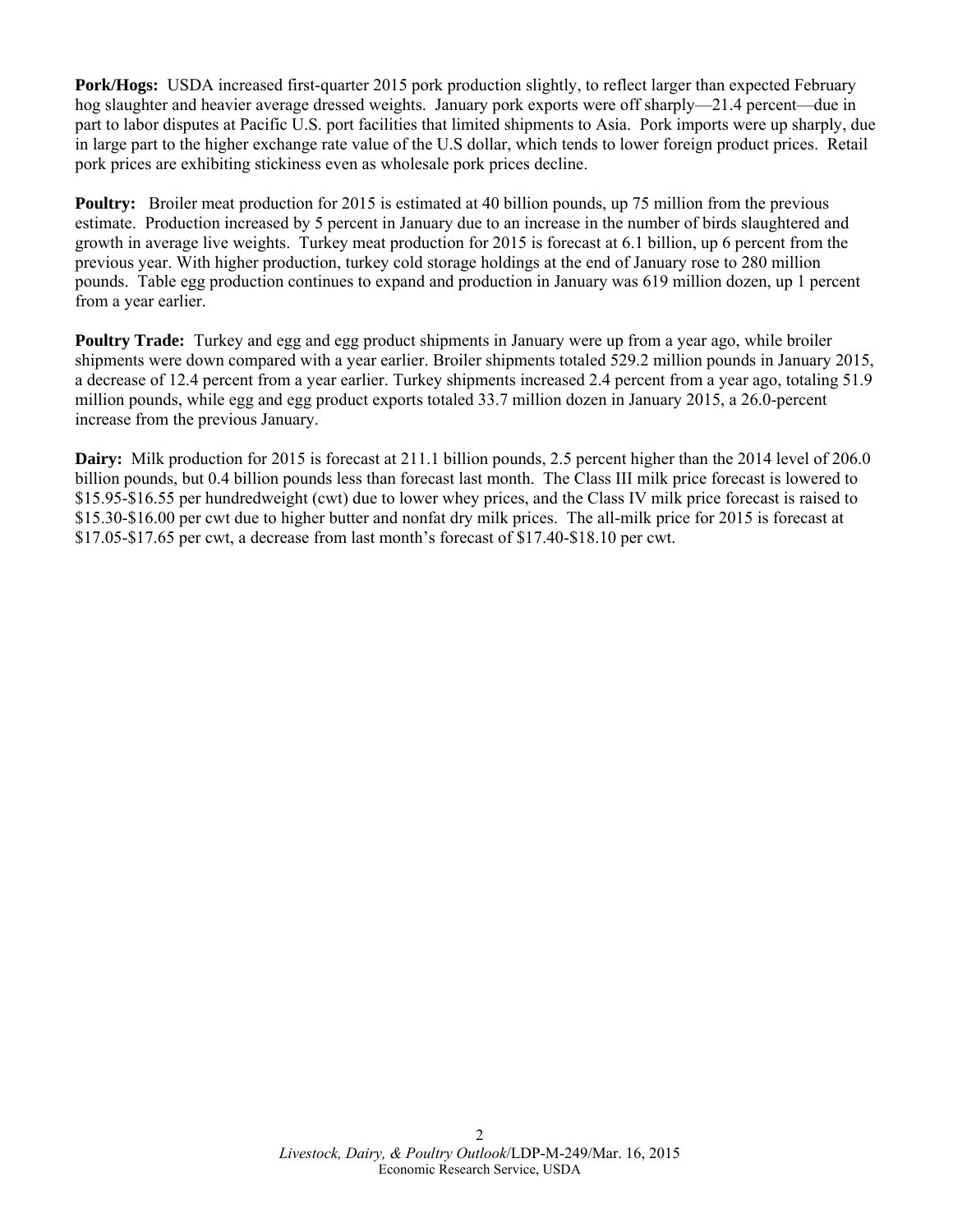**Pork/Hogs:** USDA increased first-quarter 2015 pork production slightly, to reflect larger than expected February hog slaughter and heavier average dressed weights. January pork exports were off sharply—21.4 percent—due in part to labor disputes at Pacific U.S. port facilities that limited shipments to Asia. Pork imports were up sharply, due in large part to the higher exchange rate value of the U.S dollar, which tends to lower foreign product prices. Retail pork prices are exhibiting stickiness even as wholesale pork prices decline.

**Poultry:** Broiler meat production for 2015 is estimated at 40 billion pounds, up 75 million from the previous estimate. Production increased by 5 percent in January due to an increase in the number of birds slaughtered and growth in average live weights. Turkey meat production for 2015 is forecast at 6.1 billion, up 6 percent from the previous year. With higher production, turkey cold storage holdings at the end of January rose to 280 million pounds. Table egg production continues to expand and production in January was 619 million dozen, up 1 percent from a year earlier.

**Poultry Trade:** Turkey and egg and egg product shipments in January were up from a year ago, while broiler shipments were down compared with a year earlier. Broiler shipments totaled 529.2 million pounds in January 2015, a decrease of 12.4 percent from a year earlier. Turkey shipments increased 2.4 percent from a year ago, totaling 51.9 million pounds, while egg and egg product exports totaled 33.7 million dozen in January 2015, a 26.0-percent increase from the previous January.

**Dairy:** Milk production for 2015 is forecast at 211.1 billion pounds, 2.5 percent higher than the 2014 level of 206.0 billion pounds, but 0.4 billion pounds less than forecast last month. The Class III milk price forecast is lowered to $15.95-$16.55 per hundredweight (cwt) due to lower whey prices, and the Class IV milk price forecast is raised to $15.30-$16.00 per cwt due to higher butter and nonfat dry milk prices. The all-milk price for 2015 is forecast at $17.05-$17.65 per cwt, a decrease from last month's forecast of $17.40-$18.10 per cwt.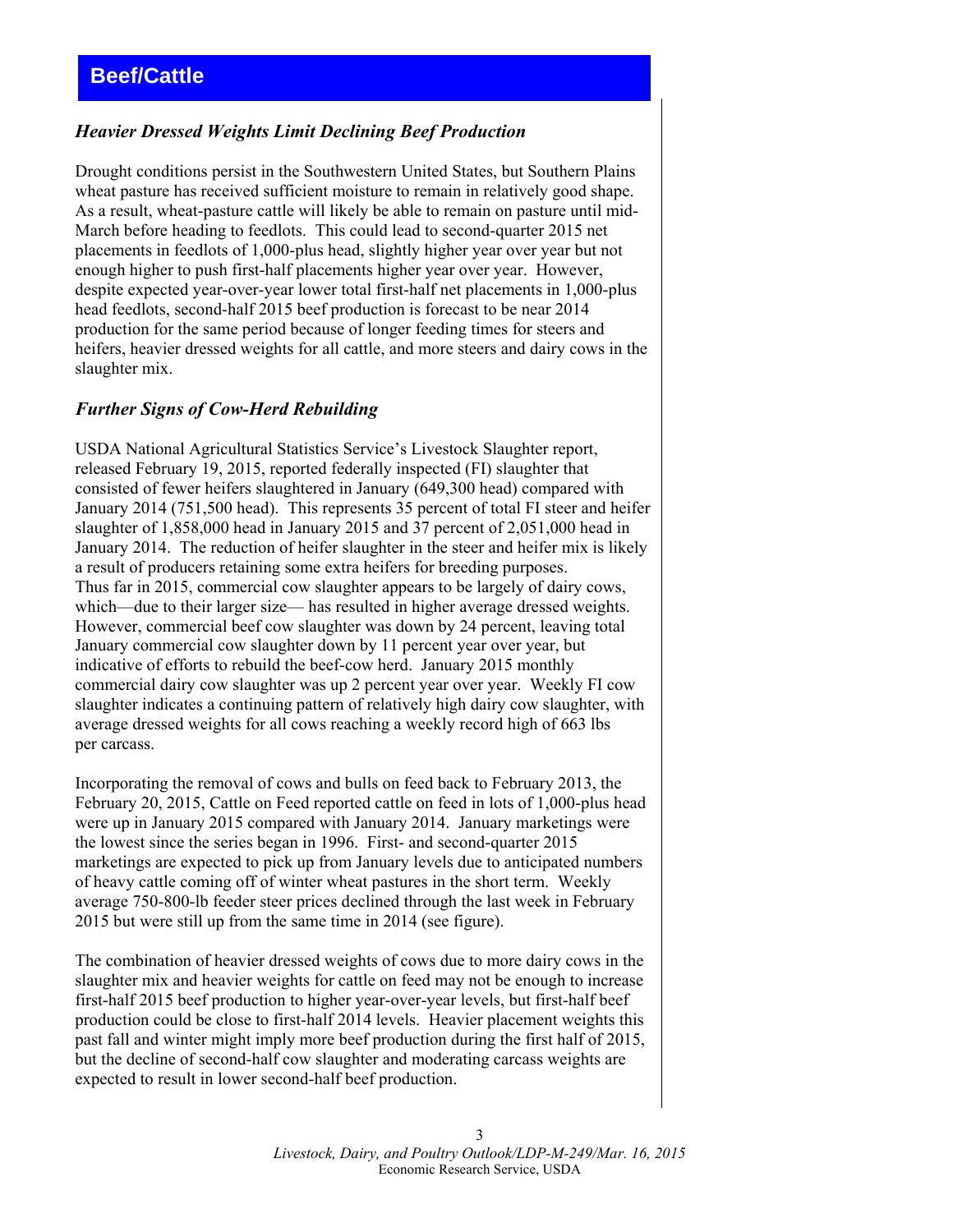# Beef/Cattle

### *Heavier Dressed Weights Limit Declining Beef Production*

Drought conditions persist in the Southwestern United States, but Southern Plains wheat pasture has received sufficient moisture to remain in relatively good shape. As a result, wheat-pasture cattle will likely be able to remain on pasture until mid-March before heading to feedlots. This could lead to second-quarter 2015 net placements in feedlots of 1,000-plus head, slightly higher year over year but not enough higher to push first-half placements higher year over year. However, despite expected year-over-year lower total first-half net placements in 1,000-plus head feedlots, second-half 2015 beef production is forecast to be near 2014 production for the same period because of longer feeding times for steers and heifers, heavier dressed weights for all cattle, and more steers and dairy cows in the slaughter mix.

### *Further Signs of Cow-Herd Rebuilding*

USDA National Agricultural Statistics Service's Livestock Slaughter report, released February 19, 2015, reported federally inspected (FI) slaughter that consisted of fewer heifers slaughtered in January (649,300 head) compared with January 2014 (751,500 head). This represents 35 percent of total FI steer and heifer slaughter of 1,858,000 head in January 2015 and 37 percent of 2,051,000 head in January 2014. The reduction of heifer slaughter in the steer and heifer mix is likely a result of producers retaining some extra heifers for breeding purposes. Thus far in 2015, commercial cow slaughter appears to be largely of dairy cows, which—due to their larger size— has resulted in higher average dressed weights. However, commercial beef cow slaughter was down by 24 percent, leaving total January commercial cow slaughter down by 11 percent year over year, but indicative of efforts to rebuild the beef-cow herd. January 2015 monthly commercial dairy cow slaughter was up 2 percent year over year. Weekly FI cow slaughter indicates a continuing pattern of relatively high dairy cow slaughter, with average dressed weights for all cows reaching a weekly record high of 663 lbs per carcass.

Incorporating the removal of cows and bulls on feed back to February 2013, the February 20, 2015, Cattle on Feed reported cattle on feed in lots of 1,000-plus head were up in January 2015 compared with January 2014. January marketings were the lowest since the series began in 1996. First- and second-quarter 2015 marketings are expected to pick up from January levels due to anticipated numbers of heavy cattle coming off of winter wheat pastures in the short term. Weekly average 750-800-lb feeder steer prices declined through the last week in February 2015 but were still up from the same time in 2014 (see figure).

The combination of heavier dressed weights of cows due to more dairy cows in the slaughter mix and heavier weights for cattle on feed may not be enough to increase first-half 2015 beef production to higher year-over-year levels, but first-half beef production could be close to first-half 2014 levels. Heavier placement weights this past fall and winter might imply more beef production during the first half of 2015, but the decline of second-half cow slaughter and moderating carcass weights are expected to result in lower second-half beef production.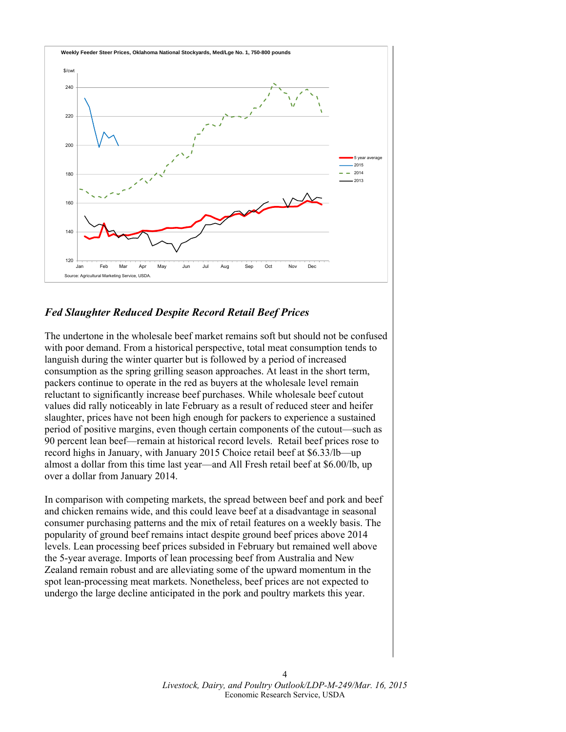Weekly Feeder Steer Prices, Oklahoma National Stockyards, Med/Lge No. 1, 750-800 pounds

Source: Agricultural Marketing Service, USDA.

## *Fed Slaughter Reduced Despite Record Retail Beef Prices*

The undertone in the wholesale beef market remains soft but should not be confused with poor demand. From a historical perspective, total meat consumption tends to languish during the winter quarter but is followed by a period of increased consumption as the spring grilling season approaches. At least in the short term, packers continue to operate in the red as buyers at the wholesale level remain reluctant to significantly increase beef purchases. While wholesale beef cutout values did rally noticeably in late February as a result of reduced steer and heifer slaughter, prices have not been high enough for packers to experience a sustained period of positive margins, even though certain components of the cutout—such as 90 percent lean beef—remain at historical record levels. Retail beef prices rose to record highs in January, with January 2015 Choice retail beef at $6.33/lb—up almost a dollar from this time last year—and All Fresh retail beef at $6.00/lb, up over a dollar from January 2014.

In comparison with competing markets, the spread between beef and pork and beef and chicken remains wide, and this could leave beef at a disadvantage in seasonal consumer purchasing patterns and the mix of retail features on a weekly basis. The popularity of ground beef remains intact despite ground beef prices above 2014 levels. Lean processing beef prices subsided in February but remained well above the 5-year average. Imports of lean processing beef from Australia and New Zealand remain robust and are alleviating some of the upward momentum in the spot lean-processing meat markets. Nonetheless, beef prices are not expected to undergo the large decline anticipated in the pork and poultry markets this year.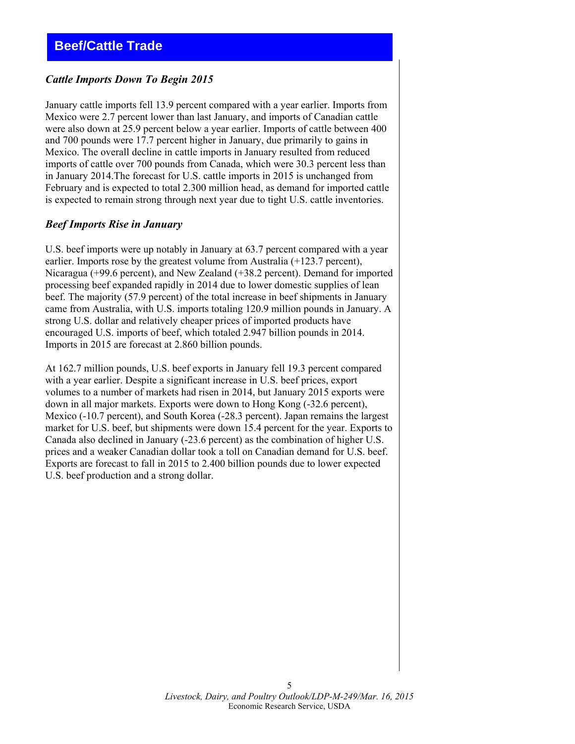## Beef/Cattle Trade

### *Cattle Imports Down To Begin 2015*

January cattle imports fell 13.9 percent compared with a year earlier. Imports from Mexico were 2.7 percent lower than last January, and imports of Canadian cattle were also down at 25.9 percent below a year earlier. Imports of cattle between 400 and 700 pounds were 17.7 percent higher in January, due primarily to gains in Mexico. The overall decline in cattle imports in January resulted from reduced imports of cattle over 700 pounds from Canada, which were 30.3 percent less than in January 2014.The forecast for U.S. cattle imports in 2015 is unchanged from February and is expected to total 2.300 million head, as demand for imported cattle is expected to remain strong through next year due to tight U.S. cattle inventories.

### *Beef Imports Rise in January*

U.S. beef imports were up notably in January at 63.7 percent compared with a year earlier. Imports rose by the greatest volume from Australia (+123.7 percent), Nicaragua (+99.6 percent), and New Zealand (+38.2 percent). Demand for imported processing beef expanded rapidly in 2014 due to lower domestic supplies of lean beef. The majority (57.9 percent) of the total increase in beef shipments in January came from Australia, with U.S. imports totaling 120.9 million pounds in January. A strong U.S. dollar and relatively cheaper prices of imported products have encouraged U.S. imports of beef, which totaled 2.947 billion pounds in 2014. Imports in 2015 are forecast at 2.860 billion pounds.

At 162.7 million pounds, U.S. beef exports in January fell 19.3 percent compared with a year earlier. Despite a significant increase in U.S. beef prices, export volumes to a number of markets had risen in 2014, but January 2015 exports were down in all major markets. Exports were down to Hong Kong (-32.6 percent), Mexico (-10.7 percent), and South Korea (-28.3 percent). Japan remains the largest market for U.S. beef, but shipments were down 15.4 percent for the year. Exports to Canada also declined in January (-23.6 percent) as the combination of higher U.S. prices and a weaker Canadian dollar took a toll on Canadian demand for U.S. beef. Exports are forecast to fall in 2015 to 2.400 billion pounds due to lower expected U.S. beef production and a strong dollar.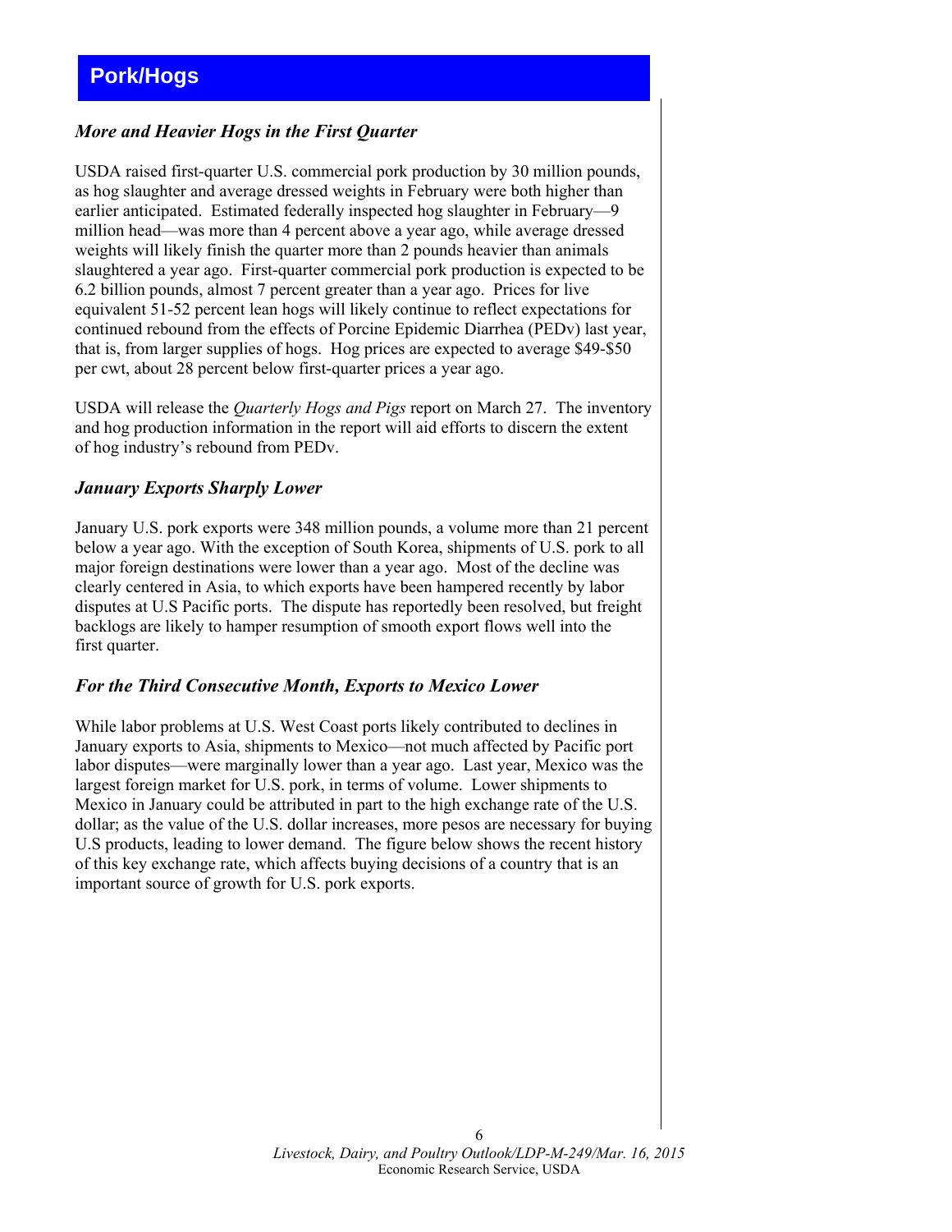## Pork/Hogs

### *More and Heavier Hogs in the First Quarter*

USDA raised first-quarter U.S. commercial pork production by 30 million pounds, as hog slaughter and average dressed weights in February were both higher than earlier anticipated. Estimated federally inspected hog slaughter in February—9 million head—was more than 4 percent above a year ago, while average dressed weights will likely finish the quarter more than 2 pounds heavier than animals slaughtered a year ago. First-quarter commercial pork production is expected to be 6.2 billion pounds, almost 7 percent greater than a year ago. Prices for live equivalent 51-52 percent lean hogs will likely continue to reflect expectations for continued rebound from the effects of Porcine Epidemic Diarrhea (PEDv) last year, that is, from larger supplies of hogs. Hog prices are expected to average $49-$50 per cwt, about 28 percent below first-quarter prices a year ago.

USDA will release the *Quarterly Hogs and Pigs* report on March 27. The inventory and hog production information in the report will aid efforts to discern the extent of hog industry's rebound from PEDv.

### *January Exports Sharply Lower*

January U.S. pork exports were 348 million pounds, a volume more than 21 percent below a year ago. With the exception of South Korea, shipments of U.S. pork to all major foreign destinations were lower than a year ago. Most of the decline was clearly centered in Asia, to which exports have been hampered recently by labor disputes at U.S Pacific ports. The dispute has reportedly been resolved, but freight backlogs are likely to hamper resumption of smooth export flows well into the first quarter.

### *For the Third Consecutive Month, Exports to Mexico Lower*

While labor problems at U.S. West Coast ports likely contributed to declines in January exports to Asia, shipments to Mexico—not much affected by Pacific port labor disputes—were marginally lower than a year ago. Last year, Mexico was the largest foreign market for U.S. pork, in terms of volume. Lower shipments to Mexico in January could be attributed in part to the high exchange rate of the U.S. dollar; as the value of the U.S. dollar increases, more pesos are necessary for buying U.S products, leading to lower demand. The figure below shows the recent history of this key exchange rate, which affects buying decisions of a country that is an important source of growth for U.S. pork exports.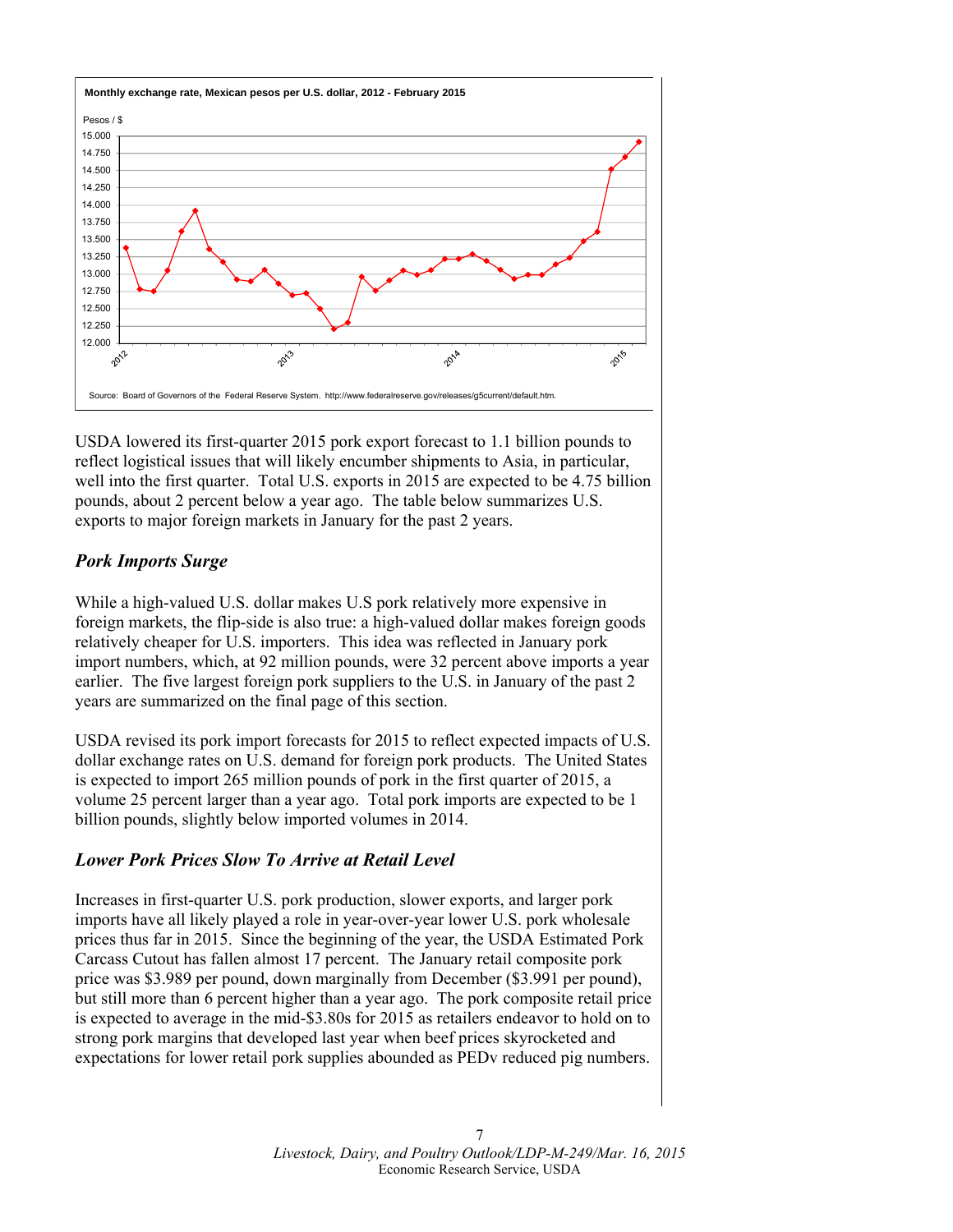Monthly exchange rate, Mexican pesos per U.S. dollar, 2012 - February 2015

Source: Board of Governors of the Federal Reserve System. http://www.federalreserve.gov/releases/g5current/default.htm.

USDA lowered its first-quarter 2015 pork export forecast to 1.1 billion pounds to reflect logistical issues that will likely encumber shipments to Asia, in particular, well into the first quarter. Total U.S. exports in 2015 are expected to be 4.75 billion pounds, about 2 percent below a year ago. The table below summarizes U.S. exports to major foreign markets in January for the past 2 years.

### *Pork Imports Surge*

While a high-valued U.S. dollar makes U.S pork relatively more expensive in foreign markets, the flip-side is also true: a high-valued dollar makes foreign goods relatively cheaper for U.S. importers. This idea was reflected in January pork import numbers, which, at 92 million pounds, were 32 percent above imports a year earlier. The five largest foreign pork suppliers to the U.S. in January of the past 2 years are summarized on the final page of this section.

USDA revised its pork import forecasts for 2015 to reflect expected impacts of U.S. dollar exchange rates on U.S. demand for foreign pork products. The United States is expected to import 265 million pounds of pork in the first quarter of 2015, a volume 25 percent larger than a year ago. Total pork imports are expected to be 1 billion pounds, slightly below imported volumes in 2014.

### *Lower Pork Prices Slow To Arrive at Retail Level*

Increases in first-quarter U.S. pork production, slower exports, and larger pork imports have all likely played a role in year-over-year lower U.S. pork wholesale prices thus far in 2015. Since the beginning of the year, the USDA Estimated Pork Carcass Cutout has fallen almost 17 percent. The January retail composite pork price was $3.989 per pound, down marginally from December ($3.991 per pound), but still more than 6 percent higher than a year ago. The pork composite retail price is expected to average in the mid-$3.80s for 2015 as retailers endeavor to hold on to strong pork margins that developed last year when beef prices skyrocketed and expectations for lower retail pork supplies abounded as PEDv reduced pig numbers.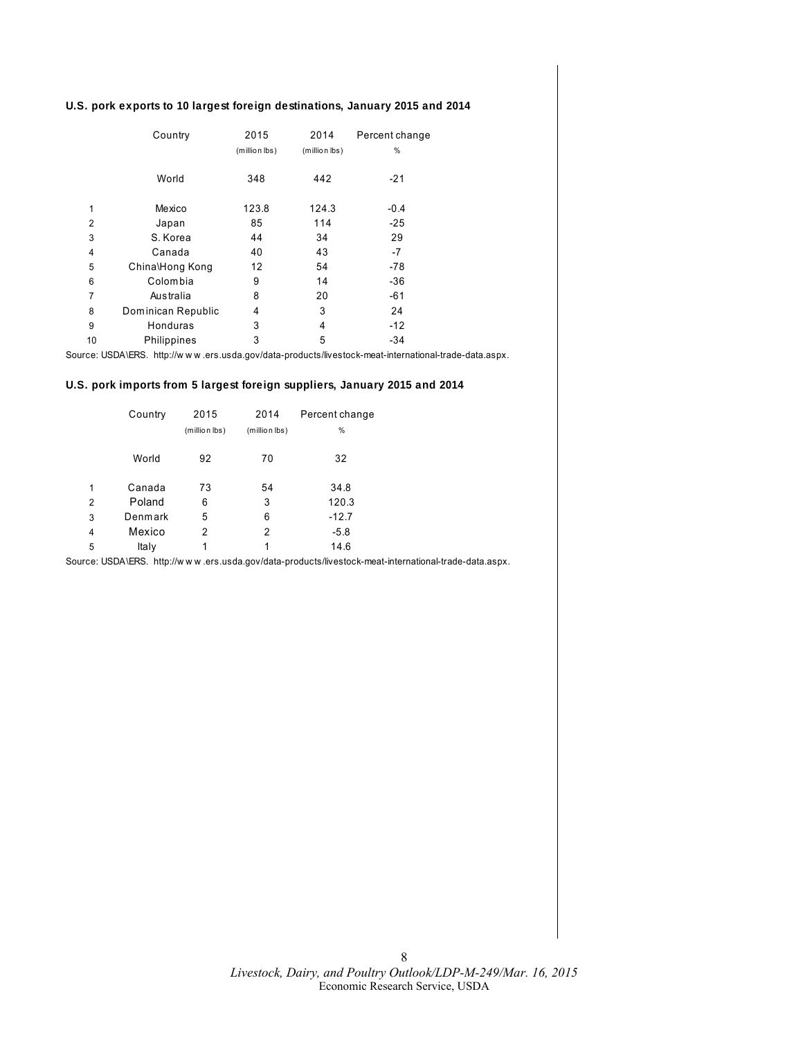**U.S. pork exports to 10 largest foreign destinations, January 2015 and 2014**

| | Country | 2015 | 2014 | Percent change |
|---|---|---|---|---|
| | | (million lbs) | (million lbs) | % |
| | World | 348 | 442 | -21 |
| 1 | Mexico | 123.8 | 124.3 | -0.4 |
| 2 | Japan | 85 | 114 | -25 |
| 3 | S. Korea | 44 | 34 | 29 |
| 4 | Canada | 40 | 43 | -7 |
| 5 | China\Hong Kong | 12 | 54 | -78 |
| 6 | Colombia | 9 | 14 | -36 |
| 7 | Australia | 8 | 20 | -61 |
| 8 | Dominican Republic | 4 | 3 | 24 |
| 9 | Honduras | 3 | 4 | -12 |
| 10 | Philippines | 3 | 5 | -34 |

Source: USDA\ERS. http://www.ers.usda.gov/data-products/livestock-meat-international-trade-data.aspx.

**U.S. pork imports from 5 largest foreign suppliers, January 2015 and 2014**

| | Country | 2015 | 2014 | Percent change |
|---|---|---|---|---|
| | | (million lbs) | (million lbs) | % |
| | World | 92 | 70 | 32 |
| 1 | Canada | 73 | 54 | 34.8 |
| 2 | Poland | 6 | 3 | 120.3 |
| 3 | Denmark | 5 | 6 | -12.7 |
| 4 | Mexico | 2 | 2 | -5.8 |
| 5 | Italy | 1 | 1 | 14.6 |

Source: USDA\ERS. http://www.ers.usda.gov/data-products/livestock-meat-international-trade-data.aspx.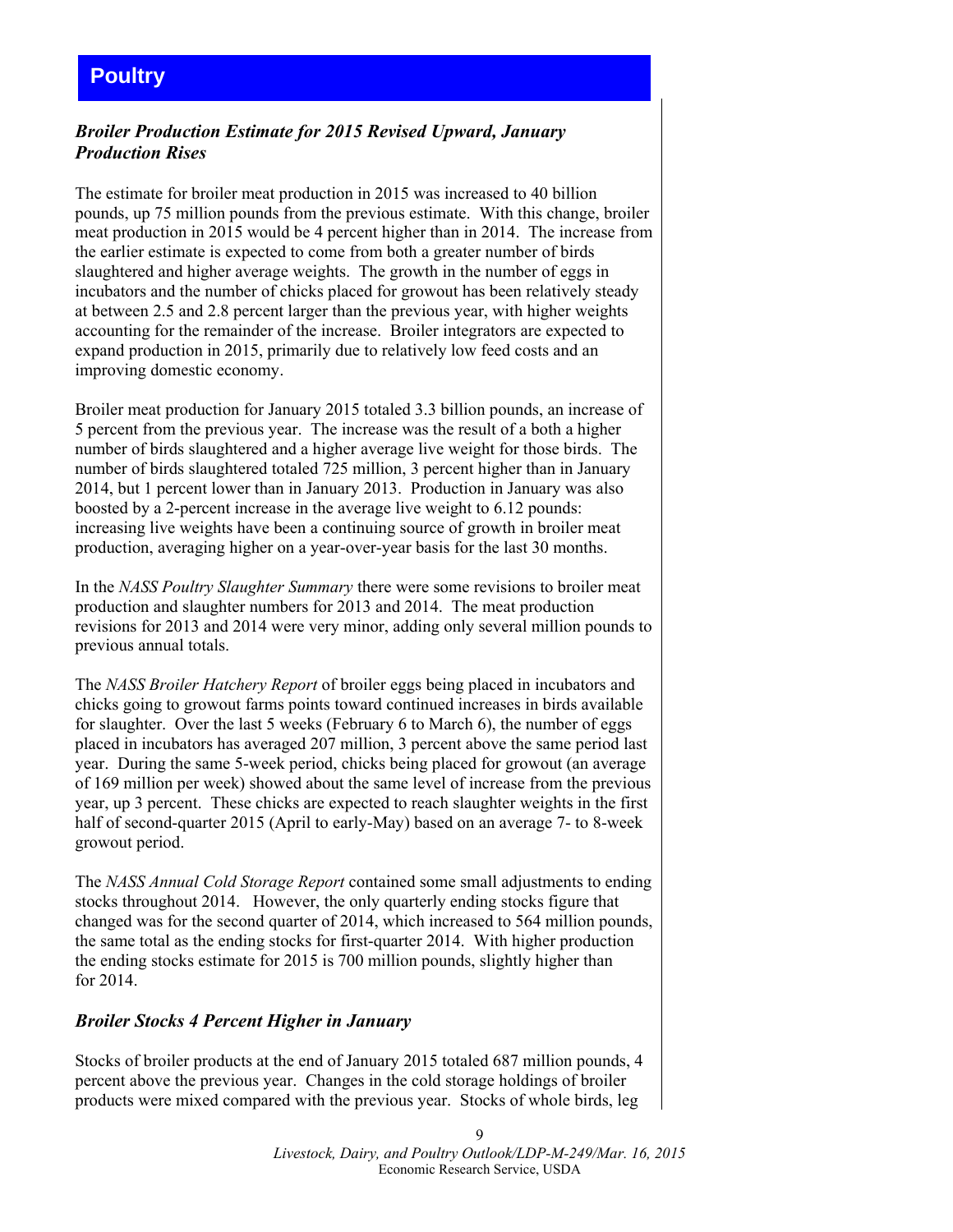# Poultry

### *Broiler Production Estimate for 2015 Revised Upward, January Production Rises*

The estimate for broiler meat production in 2015 was increased to 40 billion pounds, up 75 million pounds from the previous estimate. With this change, broiler meat production in 2015 would be 4 percent higher than in 2014. The increase from the earlier estimate is expected to come from both a greater number of birds slaughtered and higher average weights. The growth in the number of eggs in incubators and the number of chicks placed for growout has been relatively steady at between 2.5 and 2.8 percent larger than the previous year, with higher weights accounting for the remainder of the increase. Broiler integrators are expected to expand production in 2015, primarily due to relatively low feed costs and an improving domestic economy.

Broiler meat production for January 2015 totaled 3.3 billion pounds, an increase of 5 percent from the previous year. The increase was the result of a both a higher number of birds slaughtered and a higher average live weight for those birds. The number of birds slaughtered totaled 725 million, 3 percent higher than in January 2014, but 1 percent lower than in January 2013. Production in January was also boosted by a 2-percent increase in the average live weight to 6.12 pounds: increasing live weights have been a continuing source of growth in broiler meat production, averaging higher on a year-over-year basis for the last 30 months.

In the *NASS Poultry Slaughter Summary* there were some revisions to broiler meat production and slaughter numbers for 2013 and 2014. The meat production revisions for 2013 and 2014 were very minor, adding only several million pounds to previous annual totals.

The *NASS Broiler Hatchery Report* of broiler eggs being placed in incubators and chicks going to growout farms points toward continued increases in birds available for slaughter. Over the last 5 weeks (February 6 to March 6), the number of eggs placed in incubators has averaged 207 million, 3 percent above the same period last year. During the same 5-week period, chicks being placed for growout (an average of 169 million per week) showed about the same level of increase from the previous year, up 3 percent. These chicks are expected to reach slaughter weights in the first half of second-quarter 2015 (April to early-May) based on an average 7- to 8-week growout period.

The *NASS Annual Cold Storage Report* contained some small adjustments to ending stocks throughout 2014. However, the only quarterly ending stocks figure that changed was for the second quarter of 2014, which increased to 564 million pounds, the same total as the ending stocks for first-quarter 2014. With higher production the ending stocks estimate for 2015 is 700 million pounds, slightly higher than for 2014.

### *Broiler Stocks 4 Percent Higher in January*

Stocks of broiler products at the end of January 2015 totaled 687 million pounds, 4 percent above the previous year. Changes in the cold storage holdings of broiler products were mixed compared with the previous year. Stocks of whole birds, leg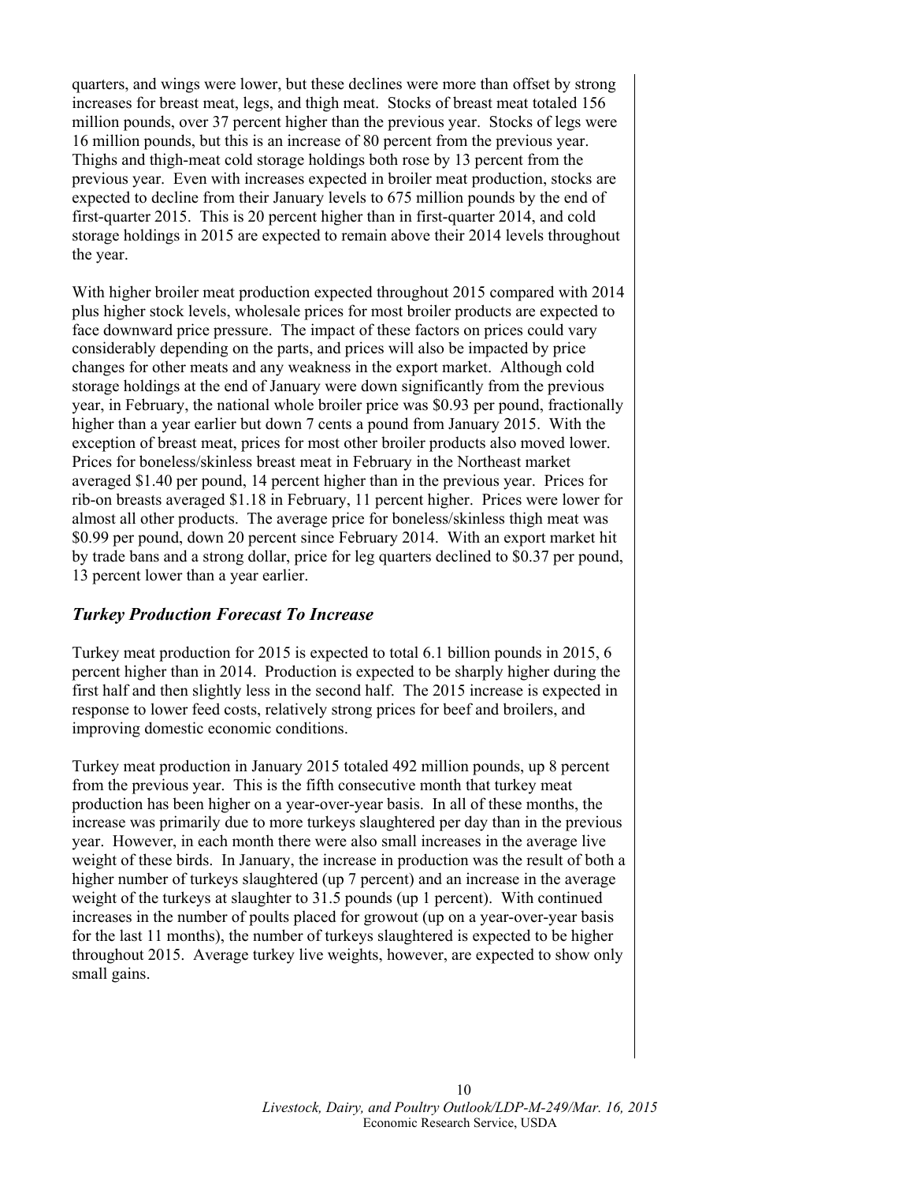quarters, and wings were lower, but these declines were more than offset by strong increases for breast meat, legs, and thigh meat. Stocks of breast meat totaled 156 million pounds, over 37 percent higher than the previous year. Stocks of legs were 16 million pounds, but this is an increase of 80 percent from the previous year. Thighs and thigh-meat cold storage holdings both rose by 13 percent from the previous year. Even with increases expected in broiler meat production, stocks are expected to decline from their January levels to 675 million pounds by the end of first-quarter 2015. This is 20 percent higher than in first-quarter 2014, and cold storage holdings in 2015 are expected to remain above their 2014 levels throughout the year.

With higher broiler meat production expected throughout 2015 compared with 2014 plus higher stock levels, wholesale prices for most broiler products are expected to face downward price pressure. The impact of these factors on prices could vary considerably depending on the parts, and prices will also be impacted by price changes for other meats and any weakness in the export market. Although cold storage holdings at the end of January were down significantly from the previous year, in February, the national whole broiler price was $0.93 per pound, fractionally higher than a year earlier but down 7 cents a pound from January 2015. With the exception of breast meat, prices for most other broiler products also moved lower. Prices for boneless/skinless breast meat in February in the Northeast market averaged $1.40 per pound, 14 percent higher than in the previous year. Prices for rib-on breasts averaged $1.18 in February, 11 percent higher. Prices were lower for almost all other products. The average price for boneless/skinless thigh meat was $0.99 per pound, down 20 percent since February 2014. With an export market hit by trade bans and a strong dollar, price for leg quarters declined to $0.37 per pound, 13 percent lower than a year earlier.

## *Turkey Production Forecast To Increase*

Turkey meat production for 2015 is expected to total 6.1 billion pounds in 2015, 6 percent higher than in 2014. Production is expected to be sharply higher during the first half and then slightly less in the second half. The 2015 increase is expected in response to lower feed costs, relatively strong prices for beef and broilers, and improving domestic economic conditions.

Turkey meat production in January 2015 totaled 492 million pounds, up 8 percent from the previous year. This is the fifth consecutive month that turkey meat production has been higher on a year-over-year basis. In all of these months, the increase was primarily due to more turkeys slaughtered per day than in the previous year. However, in each month there were also small increases in the average live weight of these birds. In January, the increase in production was the result of both a higher number of turkeys slaughtered (up 7 percent) and an increase in the average weight of the turkeys at slaughter to 31.5 pounds (up 1 percent). With continued increases in the number of poults placed for growout (up on a year-over-year basis for the last 11 months), the number of turkeys slaughtered is expected to be higher throughout 2015. Average turkey live weights, however, are expected to show only small gains.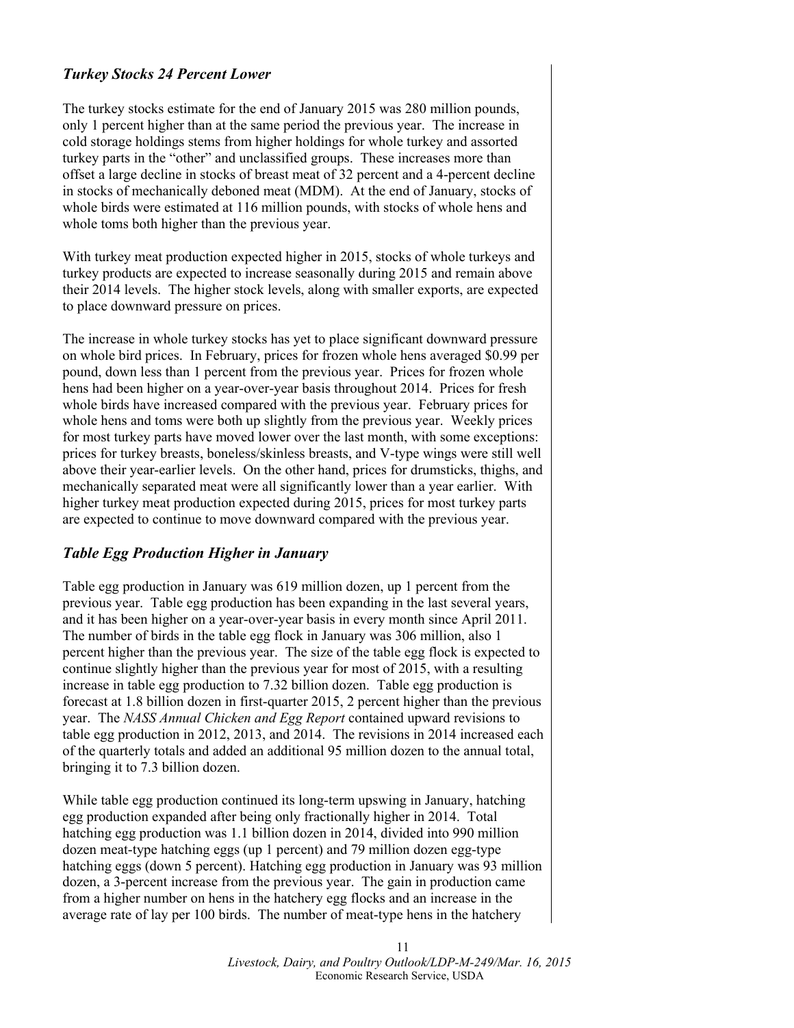### *Turkey Stocks 24 Percent Lower*

The turkey stocks estimate for the end of January 2015 was 280 million pounds, only 1 percent higher than at the same period the previous year. The increase in cold storage holdings stems from higher holdings for whole turkey and assorted turkey parts in the "other" and unclassified groups. These increases more than offset a large decline in stocks of breast meat of 32 percent and a 4-percent decline in stocks of mechanically deboned meat (MDM). At the end of January, stocks of whole birds were estimated at 116 million pounds, with stocks of whole hens and whole toms both higher than the previous year.

With turkey meat production expected higher in 2015, stocks of whole turkeys and turkey products are expected to increase seasonally during 2015 and remain above their 2014 levels. The higher stock levels, along with smaller exports, are expected to place downward pressure on prices.

The increase in whole turkey stocks has yet to place significant downward pressure on whole bird prices. In February, prices for frozen whole hens averaged $0.99 per pound, down less than 1 percent from the previous year. Prices for frozen whole hens had been higher on a year-over-year basis throughout 2014. Prices for fresh whole birds have increased compared with the previous year. February prices for whole hens and toms were both up slightly from the previous year. Weekly prices for most turkey parts have moved lower over the last month, with some exceptions: prices for turkey breasts, boneless/skinless breasts, and V-type wings were still well above their year-earlier levels. On the other hand, prices for drumsticks, thighs, and mechanically separated meat were all significantly lower than a year earlier. With higher turkey meat production expected during 2015, prices for most turkey parts are expected to continue to move downward compared with the previous year.

### *Table Egg Production Higher in January*

Table egg production in January was 619 million dozen, up 1 percent from the previous year. Table egg production has been expanding in the last several years, and it has been higher on a year-over-year basis in every month since April 2011. The number of birds in the table egg flock in January was 306 million, also 1 percent higher than the previous year. The size of the table egg flock is expected to continue slightly higher than the previous year for most of 2015, with a resulting increase in table egg production to 7.32 billion dozen. Table egg production is forecast at 1.8 billion dozen in first-quarter 2015, 2 percent higher than the previous year. The *NASS Annual Chicken and Egg Report* contained upward revisions to table egg production in 2012, 2013, and 2014. The revisions in 2014 increased each of the quarterly totals and added an additional 95 million dozen to the annual total, bringing it to 7.3 billion dozen.

While table egg production continued its long-term upswing in January, hatching egg production expanded after being only fractionally higher in 2014. Total hatching egg production was 1.1 billion dozen in 2014, divided into 990 million dozen meat-type hatching eggs (up 1 percent) and 79 million dozen egg-type hatching eggs (down 5 percent). Hatching egg production in January was 93 million dozen, a 3-percent increase from the previous year. The gain in production came from a higher number on hens in the hatchery egg flocks and an increase in the average rate of lay per 100 birds. The number of meat-type hens in the hatchery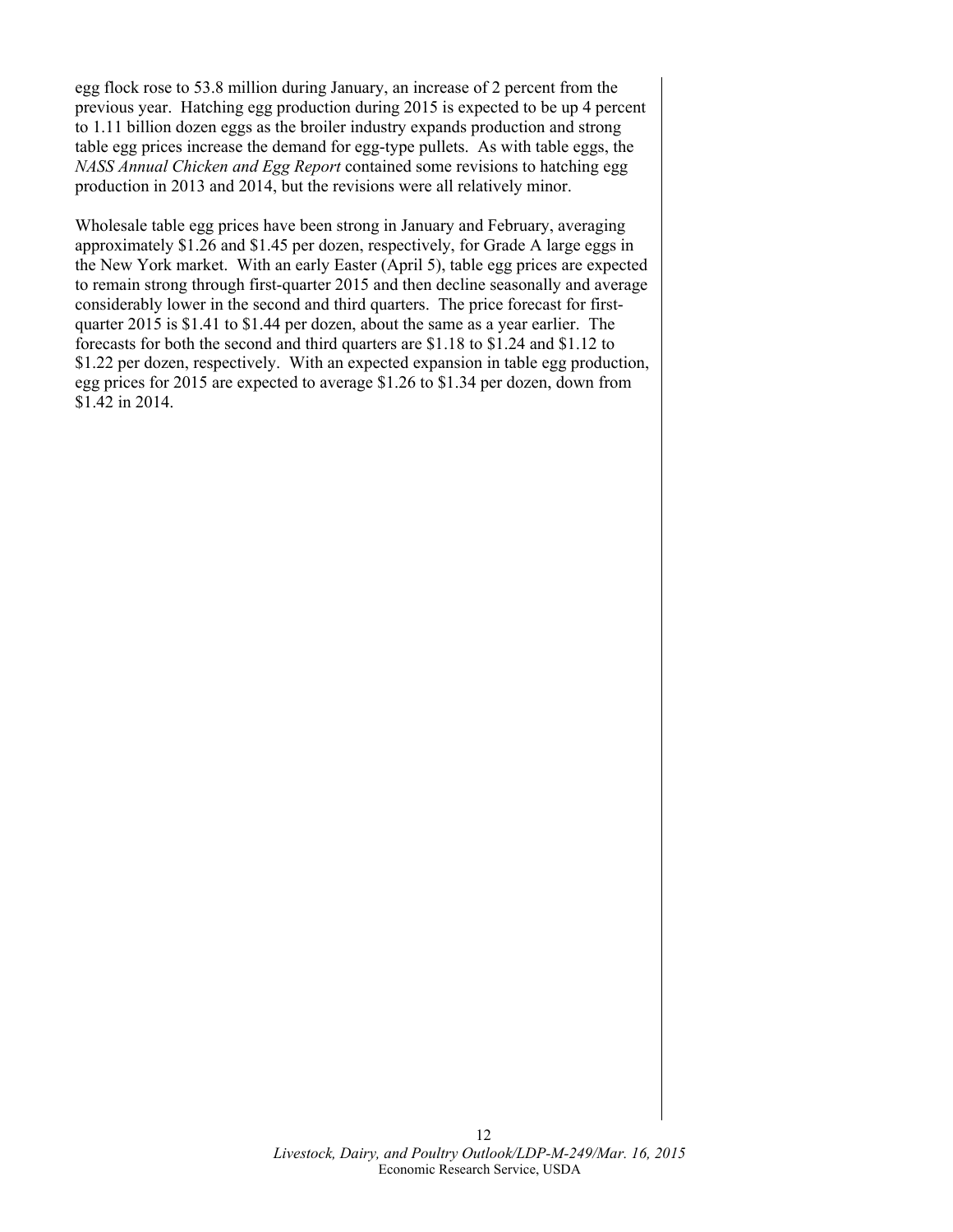egg flock rose to 53.8 million during January, an increase of 2 percent from the previous year. Hatching egg production during 2015 is expected to be up 4 percent to 1.11 billion dozen eggs as the broiler industry expands production and strong table egg prices increase the demand for egg-type pullets. As with table eggs, the *NASS Annual Chicken and Egg Report* contained some revisions to hatching egg production in 2013 and 2014, but the revisions were all relatively minor.

Wholesale table egg prices have been strong in January and February, averaging approximately $1.26 and $1.45 per dozen, respectively, for Grade A large eggs in the New York market. With an early Easter (April 5), table egg prices are expected to remain strong through first-quarter 2015 and then decline seasonally and average considerably lower in the second and third quarters. The price forecast for first-quarter 2015 is $1.41 to $1.44 per dozen, about the same as a year earlier. The forecasts for both the second and third quarters are $1.18 to $1.24 and $1.12 to $1.22 per dozen, respectively. With an expected expansion in table egg production, egg prices for 2015 are expected to average $1.26 to $1.34 per dozen, down from $1.42 in 2014.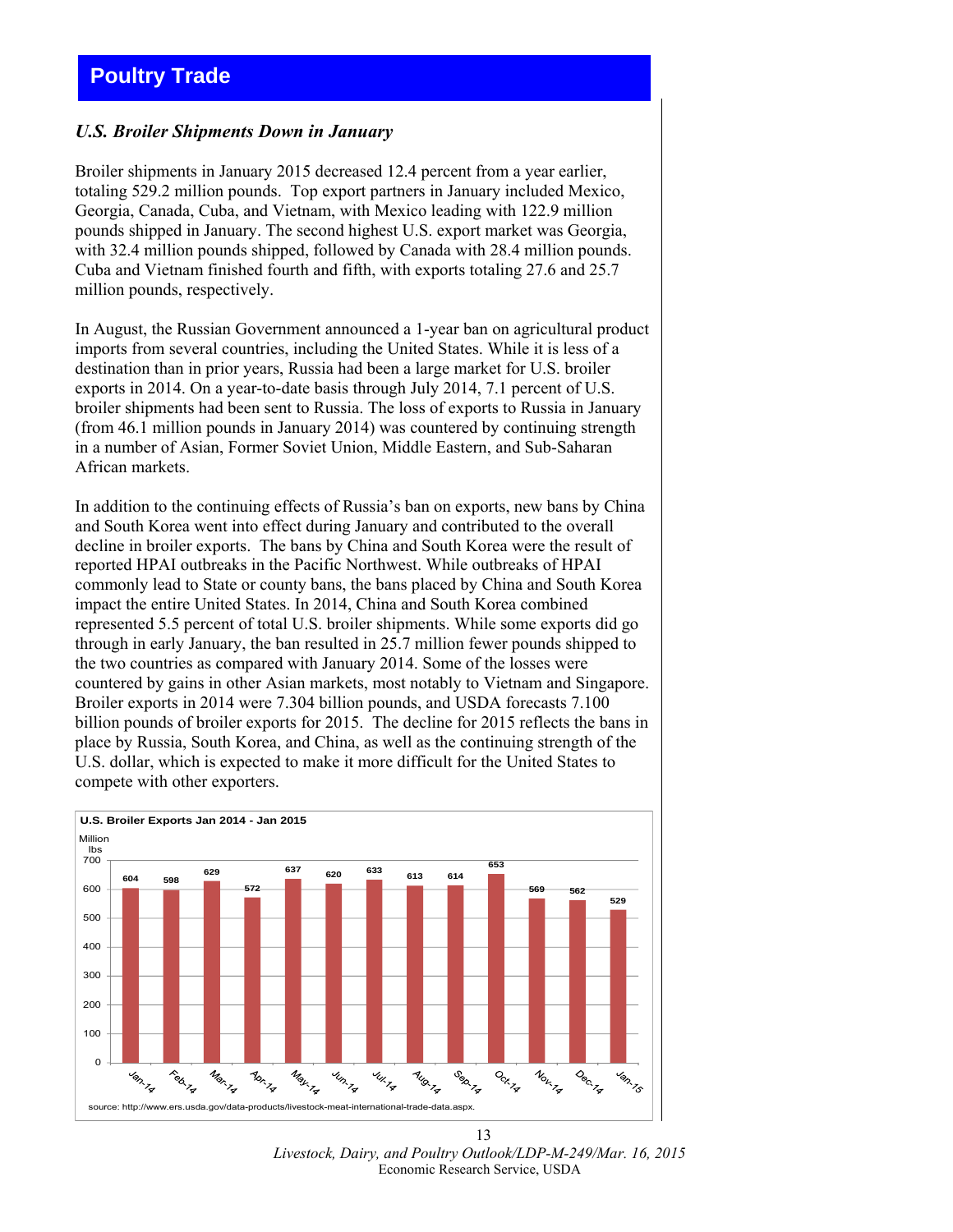# Poultry Trade

### *U.S. Broiler Shipments Down in January*

Broiler shipments in January 2015 decreased 12.4 percent from a year earlier, totaling 529.2 million pounds. Top export partners in January included Mexico, Georgia, Canada, Cuba, and Vietnam, with Mexico leading with 122.9 million pounds shipped in January. The second highest U.S. export market was Georgia, with 32.4 million pounds shipped, followed by Canada with 28.4 million pounds. Cuba and Vietnam finished fourth and fifth, with exports totaling 27.6 and 25.7 million pounds, respectively.

In August, the Russian Government announced a 1-year ban on agricultural product imports from several countries, including the United States. While it is less of a destination than in prior years, Russia had been a large market for U.S. broiler exports in 2014. On a year-to-date basis through July 2014, 7.1 percent of U.S. broiler shipments had been sent to Russia. The loss of exports to Russia in January (from 46.1 million pounds in January 2014) was countered by continuing strength in a number of Asian, Former Soviet Union, Middle Eastern, and Sub-Saharan African markets.

In addition to the continuing effects of Russia's ban on exports, new bans by China and South Korea went into effect during January and contributed to the overall decline in broiler exports. The bans by China and South Korea were the result of reported HPAI outbreaks in the Pacific Northwest. While outbreaks of HPAI commonly lead to State or county bans, the bans placed by China and South Korea impact the entire United States. In 2014, China and South Korea combined represented 5.5 percent of total U.S. broiler shipments. While some exports did go through in early January, the ban resulted in 25.7 million fewer pounds shipped to the two countries as compared with January 2014. Some of the losses were countered by gains in other Asian markets, most notably to Vietnam and Singapore. Broiler exports in 2014 were 7.304 billion pounds, and USDA forecasts 7.100 billion pounds of broiler exports for 2015. The decline for 2015 reflects the bans in place by Russia, South Korea, and China, as well as the continuing strength of the U.S. dollar, which is expected to make it more difficult for the United States to compete with other exporters.

**U.S. Broiler Exports Jan 2014 - Jan 2015**

Million lbs

| Month | Million lbs |
|---|---|
| Jan-14 | 604 |
| Feb-14 | 598 |
| Mar-14 | 629 |
| Apr-14 | 572 |
| May-14 | 637 |
| Jun-14 | 620 |
| Jul-14 | 633 |
| Aug-14 | 613 |
| Sep-14 | 614 |
| Oct-14 | 653 |
| Nov-14 | 569 |
| Dec-14 | 562 |
| Jan-15 | 529 |

source: http://www.ers.usda.gov/data-products/livestock-meat-international-trade-data.aspx.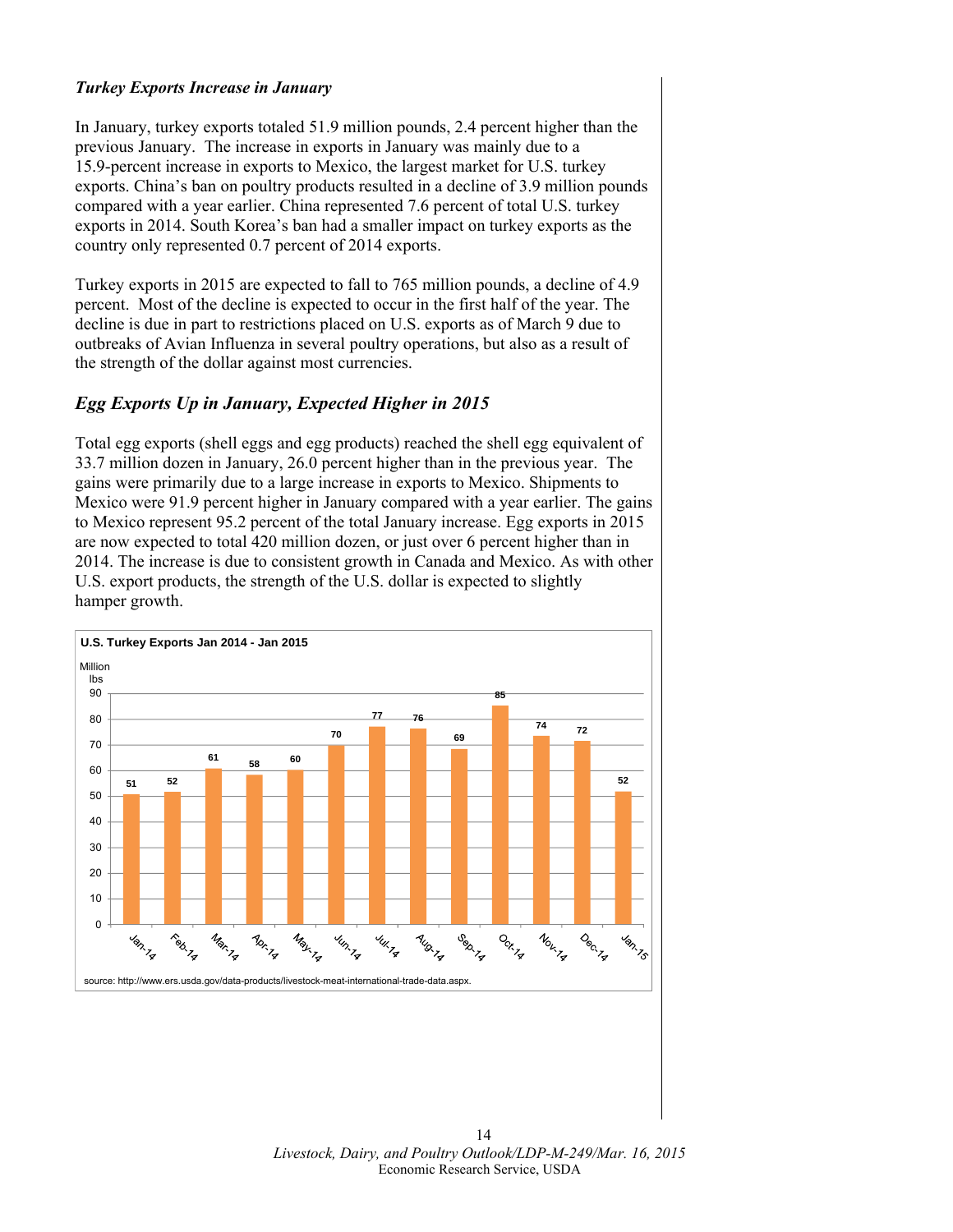### *Turkey Exports Increase in January*

In January, turkey exports totaled 51.9 million pounds, 2.4 percent higher than the previous January. The increase in exports in January was mainly due to a 15.9-percent increase in exports to Mexico, the largest market for U.S. turkey exports. China's ban on poultry products resulted in a decline of 3.9 million pounds compared with a year earlier. China represented 7.6 percent of total U.S. turkey exports in 2014. South Korea's ban had a smaller impact on turkey exports as the country only represented 0.7 percent of 2014 exports.

Turkey exports in 2015 are expected to fall to 765 million pounds, a decline of 4.9 percent. Most of the decline is expected to occur in the first half of the year. The decline is due in part to restrictions placed on U.S. exports as of March 9 due to outbreaks of Avian Influenza in several poultry operations, but also as a result of the strength of the dollar against most currencies.

## *Egg Exports Up in January, Expected Higher in 2015*

Total egg exports (shell eggs and egg products) reached the shell egg equivalent of 33.7 million dozen in January, 26.0 percent higher than in the previous year. The gains were primarily due to a large increase in exports to Mexico. Shipments to Mexico were 91.9 percent higher in January compared with a year earlier. The gains to Mexico represent 95.2 percent of the total January increase. Egg exports in 2015 are now expected to total 420 million dozen, or just over 6 percent higher than in 2014. The increase is due to consistent growth in Canada and Mexico. As with other U.S. export products, the strength of the U.S. dollar is expected to slightly hamper growth.

**U.S. Turkey Exports Jan 2014 - Jan 2015**

Million lbs

| Month | Exports |
|---|---|
| Jan-14 | 51 |
| Feb-14 | 52 |
| Mar-14 | 61 |
| Apr-14 | 58 |
| May-14 | 60 |
| Jun-14 | 70 |
| Jul-14 | 77 |
| Aug-14 | 76 |
| Sep-14 | 69 |
| Oct-14 | 85 |
| Nov-14 | 74 |
| Dec-14 | 72 |
| Jan-15 | 52 |

source: http://www.ers.usda.gov/data-products/livestock-meat-international-trade-data.aspx.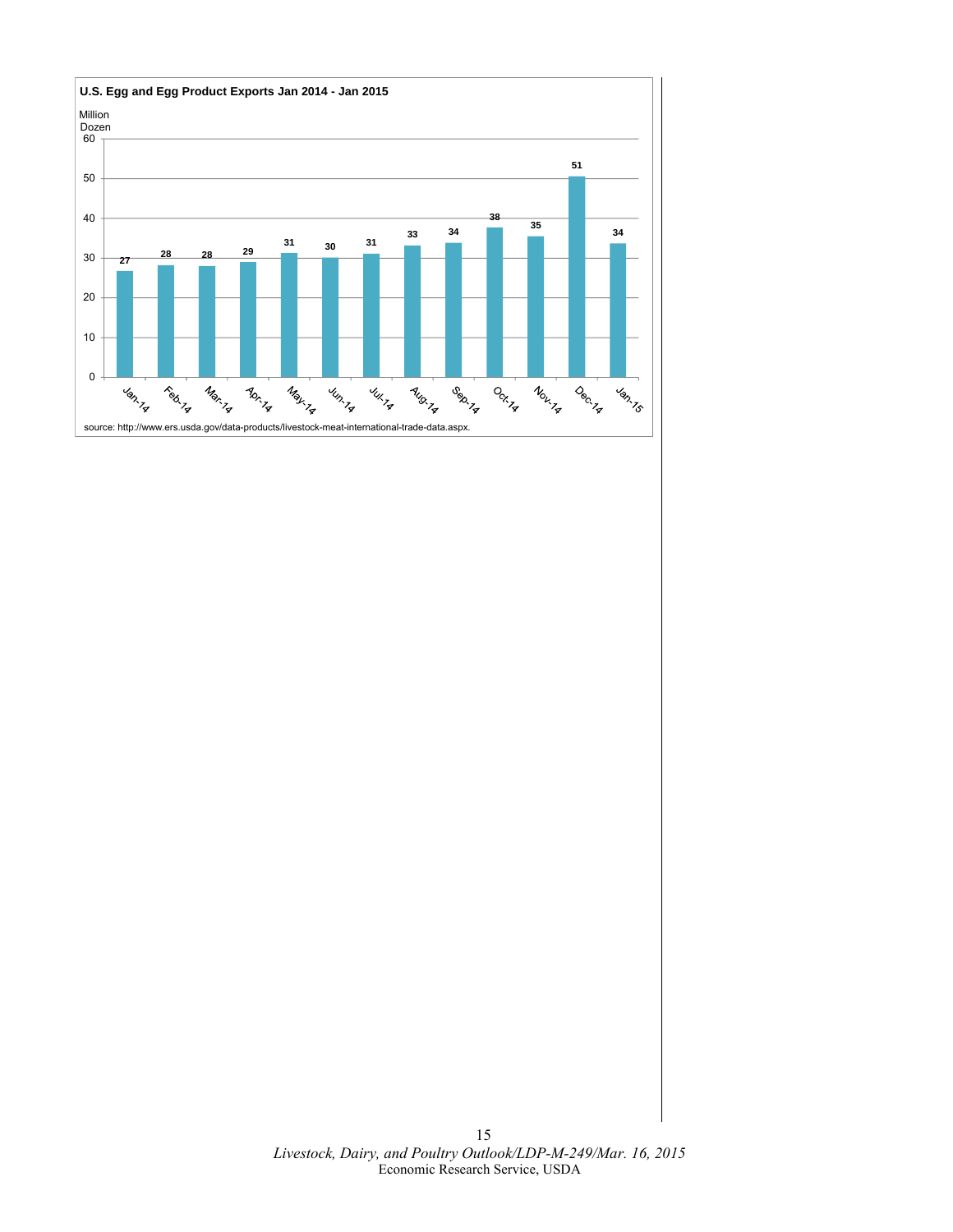**U.S. Egg and Egg Product Exports Jan 2014 - Jan 2015**

Million Dozen

| Month | Exports |
| --- | --- |
| Jan-14 | 27 |
| Feb-14 | 28 |
| Mar-14 | 28 |
| Apr-14 | 29 |
| May-14 | 31 |
| Jun-14 | 30 |
| Jul-14 | 31 |
| Aug-14 | 33 |
| Sep-14 | 34 |
| Oct-14 | 38 |
| Nov-14 | 35 |
| Dec-14 | 51 |
| Jan-15 | 34 |

source: http://www.ers.usda.gov/data-products/livestock-meat-international-trade-data.aspx.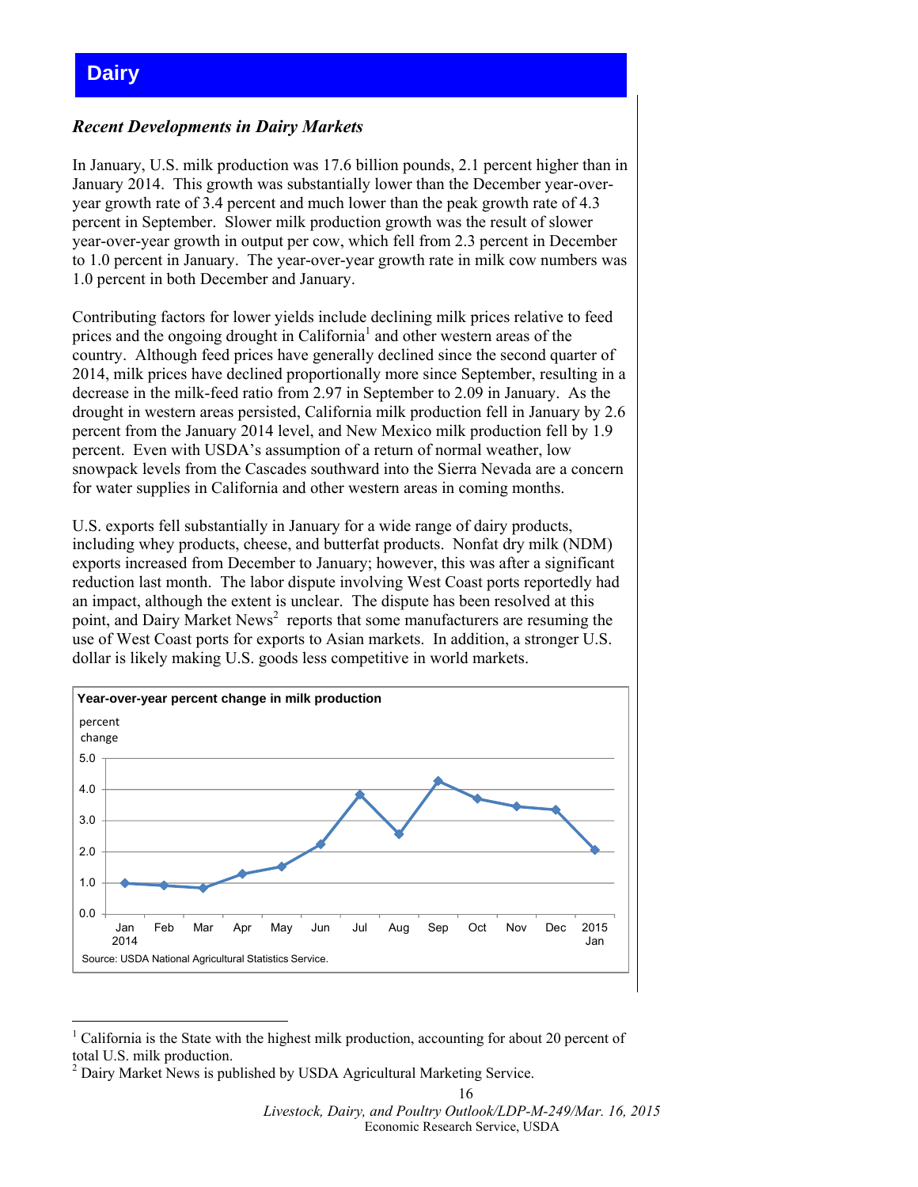// Dairy

### *Recent Developments in Dairy Markets*

In January, U.S. milk production was 17.6 billion pounds, 2.1 percent higher than in January 2014. This growth was substantially lower than the December year-over-year growth rate of 3.4 percent and much lower than the peak growth rate of 4.3 percent in September. Slower milk production growth was the result of slower year-over-year growth in output per cow, which fell from 2.3 percent in December to 1.0 percent in January. The year-over-year growth rate in milk cow numbers was 1.0 percent in both December and January.

Contributing factors for lower yields include declining milk prices relative to feed prices and the ongoing drought in California[1] and other western areas of the country. Although feed prices have generally declined since the second quarter of 2014, milk prices have declined proportionally more since September, resulting in a decrease in the milk-feed ratio from 2.97 in September to 2.09 in January. As the drought in western areas persisted, California milk production fell in January by 2.6 percent from the January 2014 level, and New Mexico milk production fell by 1.9 percent. Even with USDA's assumption of a return of normal weather, low snowpack levels from the Cascades southward into the Sierra Nevada are a concern for water supplies in California and other western areas in coming months.

U.S. exports fell substantially in January for a wide range of dairy products, including whey products, cheese, and butterfat products. Nonfat dry milk (NDM) exports increased from December to January; however, this was after a significant reduction last month. The labor dispute involving West Coast ports reportedly had an impact, although the extent is unclear. The dispute has been resolved at this point, and Dairy Market News[2] reports that some manufacturers are resuming the use of West Coast ports for exports to Asian markets. In addition, a stronger U.S. dollar is likely making U.S. goods less competitive in world markets.

**Year-over-year percent change in milk production**

percent change

| Month | Percent change (approx.) |
|---|---|
| Jan 2014 | 1.0 |
| Feb | 0.9 |
| Mar | 0.8 |
| Apr | 1.3 |
| May | 1.5 |
| Jun | 2.2 |
| Jul | 3.8 |
| Aug | 2.6 |
| Sep | 4.3 |
| Oct | 3.7 |
| Nov | 3.4 |
| Dec | 3.4 |
| 2015 Jan | 2.1 |

Source: USDA National Agricultural Statistics Service.

---

[1] California is the State with the highest milk production, accounting for about 20 percent of total U.S. milk production.

[2] Dairy Market News is published by USDA Agricultural Marketing Service.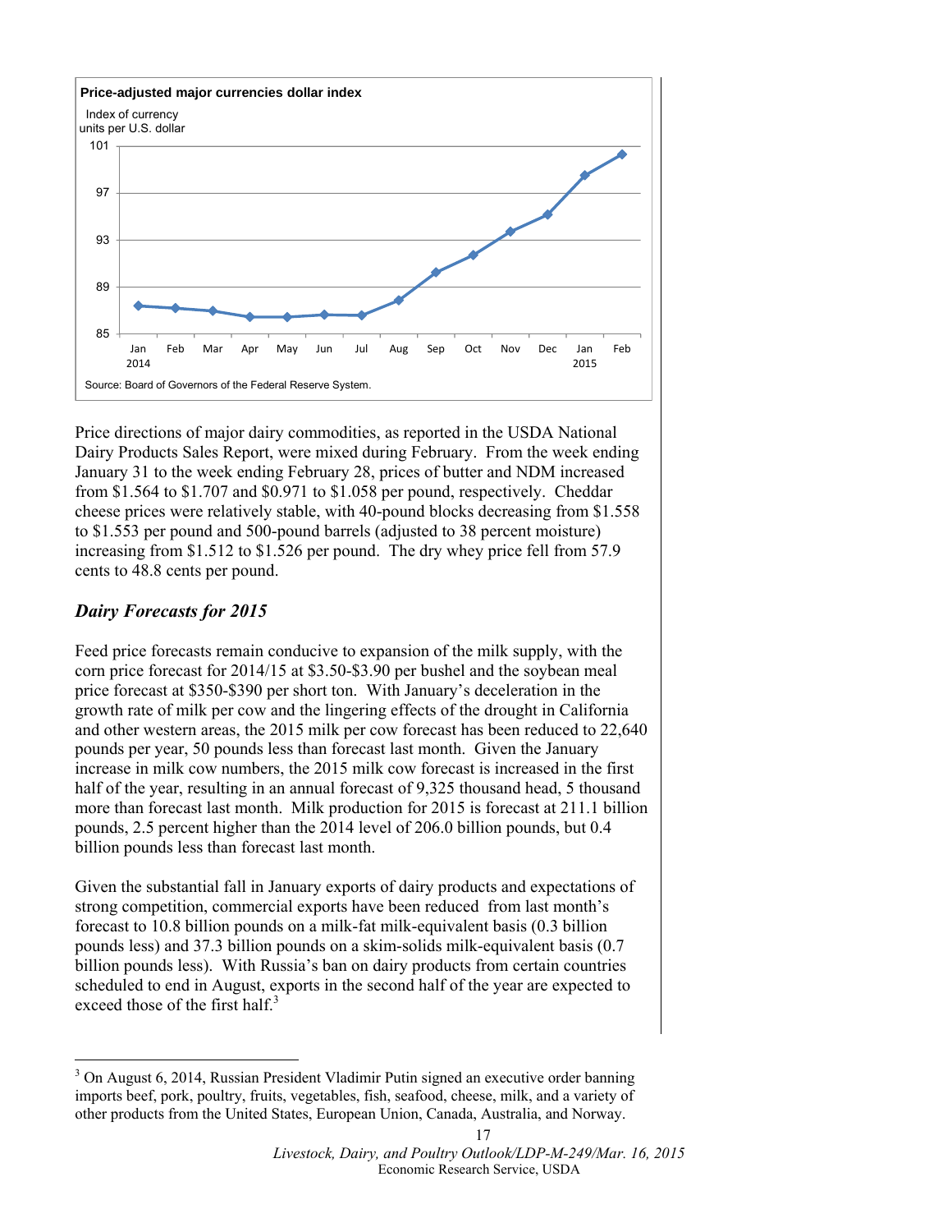**Price-adjusted major currencies dollar index**

Index of currency units per U.S. dollar

Source: Board of Governors of the Federal Reserve System.

Price directions of major dairy commodities, as reported in the USDA National Dairy Products Sales Report, were mixed during February. From the week ending January 31 to the week ending February 28, prices of butter and NDM increased from \$1.564 to \$1.707 and \$0.971 to \$1.058 per pound, respectively. Cheddar cheese prices were relatively stable, with 40-pound blocks decreasing from \$1.558 to \$1.553 per pound and 500-pound barrels (adjusted to 38 percent moisture) increasing from \$1.512 to \$1.526 per pound. The dry whey price fell from 57.9 cents to 48.8 cents per pound.

### *Dairy Forecasts for 2015*

Feed price forecasts remain conducive to expansion of the milk supply, with the corn price forecast for 2014/15 at \$3.50-\$3.90 per bushel and the soybean meal price forecast at \$350-\$390 per short ton. With January's deceleration in the growth rate of milk per cow and the lingering effects of the drought in California and other western areas, the 2015 milk per cow forecast has been reduced to 22,640 pounds per year, 50 pounds less than forecast last month. Given the January increase in milk cow numbers, the 2015 milk cow forecast is increased in the first half of the year, resulting in an annual forecast of 9,325 thousand head, 5 thousand more than forecast last month. Milk production for 2015 is forecast at 211.1 billion pounds, 2.5 percent higher than the 2014 level of 206.0 billion pounds, but 0.4 billion pounds less than forecast last month.

Given the substantial fall in January exports of dairy products and expectations of strong competition, commercial exports have been reduced from last month's forecast to 10.8 billion pounds on a milk-fat milk-equivalent basis (0.3 billion pounds less) and 37.3 billion pounds on a skim-solids milk-equivalent basis (0.7 billion pounds less). With Russia's ban on dairy products from certain countries scheduled to end in August, exports in the second half of the year are expected to exceed those of the first half.[3]

---

[3] On August 6, 2014, Russian President Vladimir Putin signed an executive order banning imports beef, pork, poultry, fruits, vegetables, fish, seafood, cheese, milk, and a variety of other products from the United States, European Union, Canada, Australia, and Norway.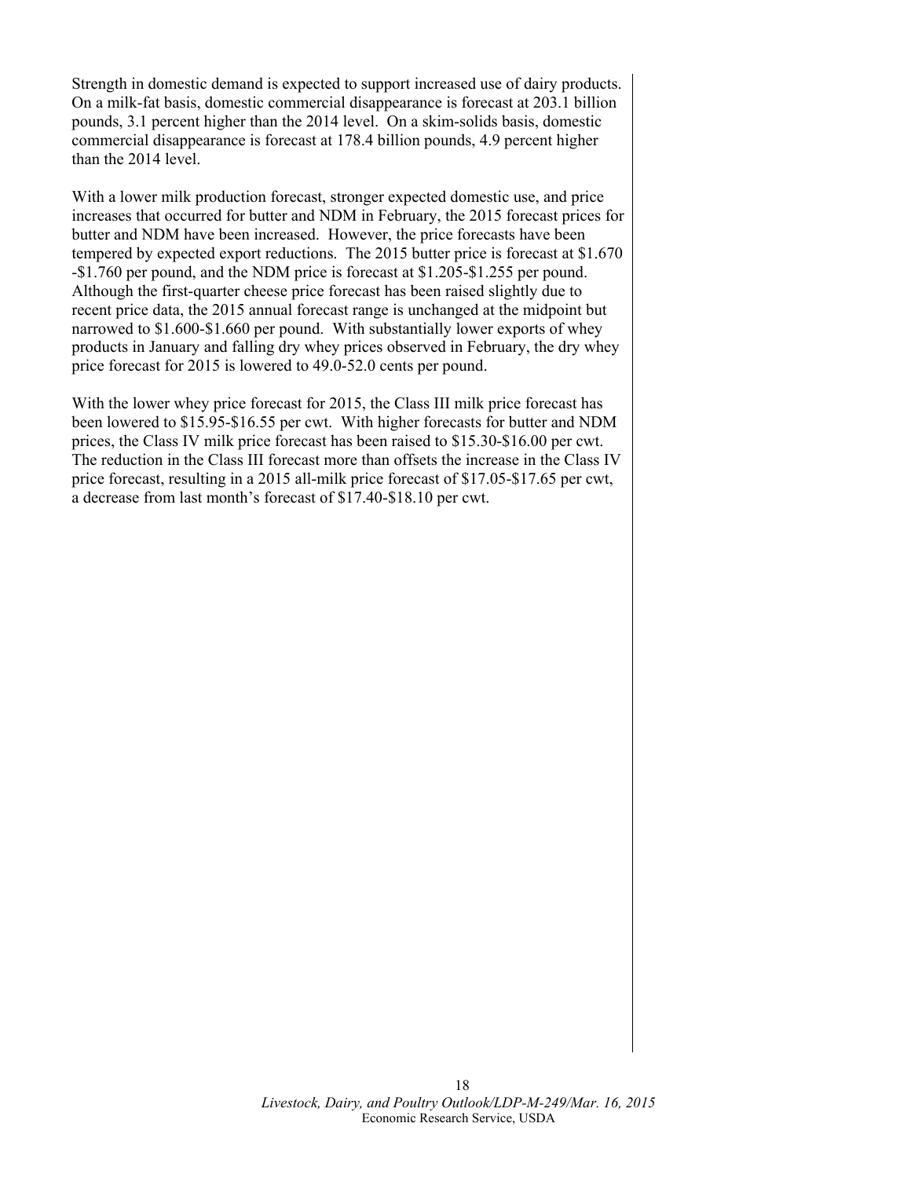Strength in domestic demand is expected to support increased use of dairy products. On a milk-fat basis, domestic commercial disappearance is forecast at 203.1 billion pounds, 3.1 percent higher than the 2014 level. On a skim-solids basis, domestic commercial disappearance is forecast at 178.4 billion pounds, 4.9 percent higher than the 2014 level.

With a lower milk production forecast, stronger expected domestic use, and price increases that occurred for butter and NDM in February, the 2015 forecast prices for butter and NDM have been increased. However, the price forecasts have been tempered by expected export reductions. The 2015 butter price is forecast at $1.670-$1.760 per pound, and the NDM price is forecast at $1.205-$1.255 per pound. Although the first-quarter cheese price forecast has been raised slightly due to recent price data, the 2015 annual forecast range is unchanged at the midpoint but narrowed to $1.600-$1.660 per pound. With substantially lower exports of whey products in January and falling dry whey prices observed in February, the dry whey price forecast for 2015 is lowered to 49.0-52.0 cents per pound.

With the lower whey price forecast for 2015, the Class III milk price forecast has been lowered to $15.95-$16.55 per cwt. With higher forecasts for butter and NDM prices, the Class IV milk price forecast has been raised to $15.30-$16.00 per cwt. The reduction in the Class III forecast more than offsets the increase in the Class IV price forecast, resulting in a 2015 all-milk price forecast of $17.05-$17.65 per cwt, a decrease from last month's forecast of $17.40-$18.10 per cwt.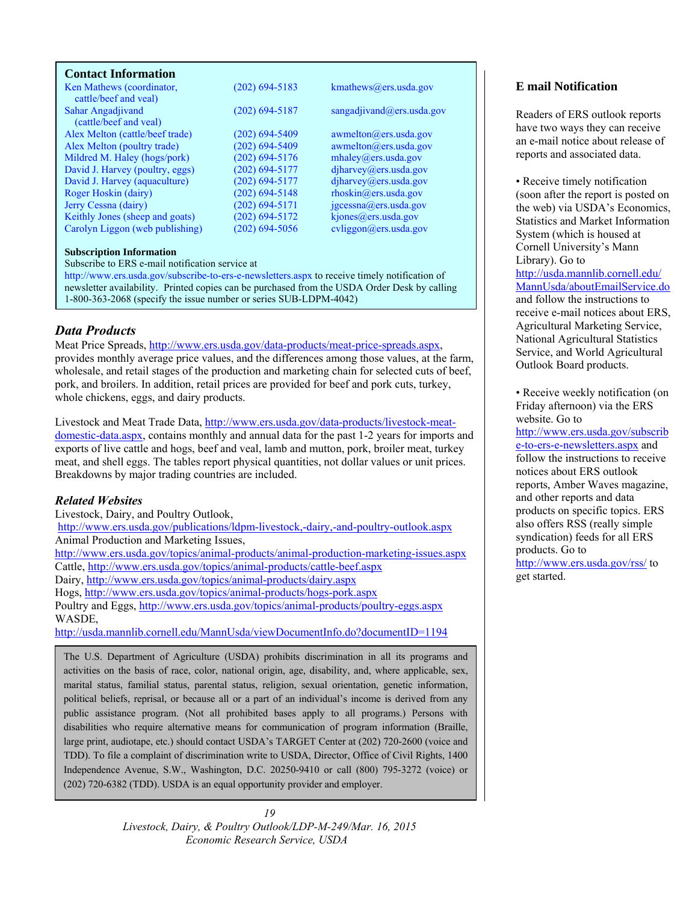## Contact Information

| | | |
|---|---|---|
| Ken Mathews (coordinator, cattle/beef and veal) | (202) 694-5183 | kmathews@ers.usda.gov |
| Sahar Angadjivand (cattle/beef and veal) | (202) 694-5187 | sangadjivand@ers.usda.gov |
| Alex Melton (cattle/beef trade) | (202) 694-5409 | awmelton@ers.usda.gov |
| Alex Melton (poultry trade) | (202) 694-5409 | awmelton@ers.usda.gov |
| Mildred M. Haley (hogs/pork) | (202) 694-5176 | mhaley@ers.usda.gov |
| David J. Harvey (poultry, eggs) | (202) 694-5177 | djharvey@ers.usda.gov |
| David J. Harvey (aquaculture) | (202) 694-5177 | djharvey@ers.usda.gov |
| Roger Hoskin (dairy) | (202) 694-5148 | rhoskin@ers.usda.gov |
| Jerry Cessna (dairy) | (202) 694-5171 | jgcessna@ers.usda.gov |
| Keithly Jones (sheep and goats) | (202) 694-5172 | kjones@ers.usda.gov |
| Carolyn Liggon (web publishing) | (202) 694-5056 | cvliggon@ers.usda.gov |

**Subscription Information**

Subscribe to ERS e-mail notification service at http://www.ers.usda.gov/subscribe-to-ers-e-newsletters.aspx to receive timely notification of newsletter availability. Printed copies can be purchased from the USDA Order Desk by calling 1-800-363-2068 (specify the issue number or series SUB-LDPM-4042)

### *Data Products*

Meat Price Spreads, http://www.ers.usda.gov/data-products/meat-price-spreads.aspx, provides monthly average price values, and the differences among those values, at the farm, wholesale, and retail stages of the production and marketing chain for selected cuts of beef, pork, and broilers. In addition, retail prices are provided for beef and pork cuts, turkey, whole chickens, eggs, and dairy products.

Livestock and Meat Trade Data, http://www.ers.usda.gov/data-products/livestock-meat-domestic-data.aspx, contains monthly and annual data for the past 1-2 years for imports and exports of live cattle and hogs, beef and veal, lamb and mutton, pork, broiler meat, turkey meat, and shell eggs. The tables report physical quantities, not dollar values or unit prices. Breakdowns by major trading countries are included.

### *Related Websites*

Livestock, Dairy, and Poultry Outlook,
http://www.ers.usda.gov/publications/ldpm-livestock,-dairy,-and-poultry-outlook.aspx
Animal Production and Marketing Issues,
http://www.ers.usda.gov/topics/animal-products/animal-production-marketing-issues.aspx
Cattle, http://www.ers.usda.gov/topics/animal-products/cattle-beef.aspx
Dairy, http://www.ers.usda.gov/topics/animal-products/dairy.aspx
Hogs, http://www.ers.usda.gov/topics/animal-products/hogs-pork.aspx
Poultry and Eggs, http://www.ers.usda.gov/topics/animal-products/poultry-eggs.aspx
WASDE,
http://usda.mannlib.cornell.edu/MannUsda/viewDocumentInfo.do?documentID=1194

The U.S. Department of Agriculture (USDA) prohibits discrimination in all its programs and activities on the basis of race, color, national origin, age, disability, and, where applicable, sex, marital status, familial status, parental status, religion, sexual orientation, genetic information, political beliefs, reprisal, or because all or a part of an individual's income is derived from any public assistance program. (Not all prohibited bases apply to all programs.) Persons with disabilities who require alternative means for communication of program information (Braille, large print, audiotape, etc.) should contact USDA's TARGET Center at (202) 720-2600 (voice and TDD). To file a complaint of discrimination write to USDA, Director, Office of Civil Rights, 1400 Independence Avenue, S.W., Washington, D.C. 20250-9410 or call (800) 795-3272 (voice) or (202) 720-6382 (TDD). USDA is an equal opportunity provider and employer.

## E mail Notification

Readers of ERS outlook reports have two ways they can receive an e-mail notice about release of reports and associated data.

- Receive timely notification (soon after the report is posted on the web) via USDA's Economics, Statistics and Market Information System (which is housed at Cornell University's Mann Library). Go to http://usda.mannlib.cornell.edu/MannUsda/aboutEmailService.do and follow the instructions to receive e-mail notices about ERS, Agricultural Marketing Service, National Agricultural Statistics Service, and World Agricultural Outlook Board products.

- Receive weekly notification (on Friday afternoon) via the ERS website. Go to http://www.ers.usda.gov/subscribe-to-ers-e-newsletters.aspx and follow the instructions to receive notices about ERS outlook reports, Amber Waves magazine, and other reports and data products on specific topics. ERS also offers RSS (really simple syndication) feeds for all ERS products. Go to http://www.ers.usda.gov/rss/ to get started.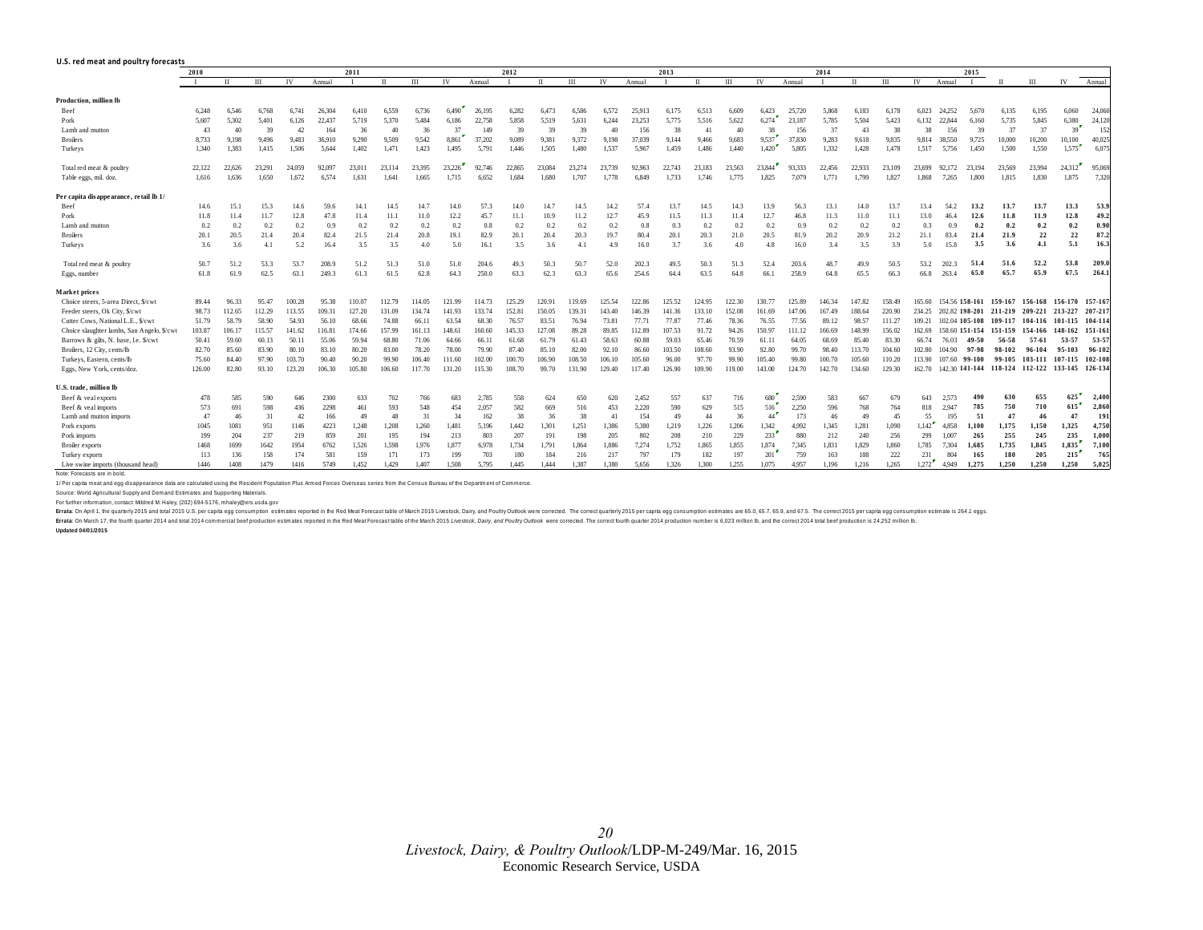## U.S. red meat and poultry forecasts

| | 2010 | | | | | 2011 | | | | | 2012 | | | | | 2013 | | | | | 2014 | | | | | 2015 | | | | |
|---|---|---|---|---|---|---|---|---|---|---|---|---|---|---|---|---|---|---|---|---|---|---|---|---|---|---|---|---|---|---|
| | I | II | III | IV | Annual | I | II | III | IV | Annual | I | II | III | IV | Annual | I | II | III | IV | Annual | I | II | III | IV | Annual | I | II | III | IV | Annual |
| **Production, million lb** | | | | | | | | | | | | | | | | | | | | | | | | | | | | | | |
| Beef | 6,248 | 6,546 | 6,768 | 6,741 | 26,304 | 6,410 | 6,559 | 6,736 | 6,490 | 26,195 | 6,282 | 6,473 | 6,586 | 6,572 | 25,913 | 6,175 | 6,513 | 6,609 | 6,423 | 25,720 | 5,868 | 6,183 | 6,178 | 6,023 | 24,252 | 5,670 | 6,135 | 6,195 | 6,060 | 24,060 |
| Pork | 5,607 | 5,302 | 5,401 | 6,126 | 22,437 | 5,719 | 5,370 | 5,484 | 6,186 | 22,758 | 5,858 | 5,519 | 5,631 | 6,244 | 23,253 | 5,775 | 5,516 | 5,622 | 6,274 | 23,187 | 5,785 | 5,504 | 5,423 | 6,132 | 22,844 | 6,160 | 5,735 | 5,845 | 6,380 | 24,120 |
| Lamb and mutton | 43 | 40 | 39 | 42 | 164 | 36 | 40 | 36 | 37 | 149 | 39 | 39 | 39 | 40 | 156 | 38 | 41 | 40 | 38 | 156 | 37 | 43 | 38 | 38 | 156 | 39 | 37 | 37 | 39 | 152 |
| Broilers | 8,733 | 9,198 | 9,496 | 9,483 | 36,910 | 9,290 | 9,509 | 9,542 | 8,861 | 37,202 | 9,089 | 9,381 | 9,372 | 9,198 | 37,039 | 9,144 | 9,466 | 9,683 | 9,537 | 37,830 | 9,283 | 9,618 | 9,835 | 9,814 | 38,550 | 9,725 | 10,000 | 10,200 | 10,100 | 40,025 |
| Turkeys | 1,340 | 1,383 | 1,415 | 1,506 | 5,644 | 1,402 | 1,471 | 1,423 | 1,495 | 5,791 | 1,446 | 1,505 | 1,480 | 1,537 | 5,967 | 1,459 | 1,486 | 1,440 | 1,420 | 5,805 | 1,332 | 1,428 | 1,478 | 1,517 | 5,756 | 1,450 | 1,500 | 1,550 | 1,575 | 6,075 |
| Total red meat & poultry | 22,122 | 22,626 | 23,291 | 24,059 | 92,097 | 23,011 | 23,114 | 23,395 | 23,226 | 92,746 | 22,865 | 23,084 | 23,274 | 23,739 | 92,963 | 22,743 | 23,183 | 23,563 | 23,844 | 93,333 | 22,456 | 22,933 | 23,109 | 23,699 | 92,172 | 23,194 | 23,569 | 23,994 | 24,312 | 95,069 |
| Table eggs, mil. doz. | 1,616 | 1,636 | 1,650 | 1,672 | 6,574 | 1,631 | 1,641 | 1,665 | 1,715 | 6,652 | 1,684 | 1,680 | 1,707 | 1,778 | 6,849 | 1,733 | 1,746 | 1,775 | 1,825 | 7,079 | 1,771 | 1,799 | 1,827 | 1,868 | 7,265 | 1,800 | 1,815 | 1,830 | 1,875 | 7,320 |
| **Per capita disappearance, retail lb 1/** | | | | | | | | | | | | | | | | | | | | | | | | | | | | | | |
| Beef | 14.6 | 15.1 | 15.3 | 14.6 | 59.6 | 14.1 | 14.5 | 14.7 | 14.0 | 57.3 | 14.0 | 14.7 | 14.5 | 14.2 | 57.4 | 13.7 | 14.5 | 14.3 | 13.9 | 56.3 | 13.1 | 14.0 | 13.7 | 13.4 | 54.2 | **13.2** | **13.7** | **13.7** | **13.3** | **53.9** |
| Pork | 11.8 | 11.4 | 11.7 | 12.8 | 47.8 | 11.4 | 11.1 | 11.0 | 12.2 | 45.7 | 11.1 | 10.9 | 11.2 | 12.7 | 45.9 | 11.5 | 11.3 | 11.4 | 12.7 | 46.8 | 11.3 | 11.0 | 11.1 | 13.0 | 46.4 | **12.6** | **11.8** | **11.9** | **12.8** | **49.2** |
| Lamb and mutton | 0.2 | 0.2 | 0.2 | 0.2 | 0.9 | 0.2 | 0.2 | 0.2 | 0.2 | 0.8 | 0.2 | 0.2 | 0.2 | 0.2 | 0.8 | 0.3 | 0.2 | 0.2 | 0.2 | 0.9 | 0.2 | 0.2 | 0.2 | 0.3 | 0.9 | **0.2** | **0.2** | **0.2** | **0.2** | **0.90** |
| Broilers | 20.1 | 20.5 | 21.4 | 20.4 | 82.4 | 21.5 | 21.4 | 20.8 | 19.1 | 82.9 | 20.1 | 20.4 | 20.3 | 19.7 | 80.4 | 20.1 | 20.3 | 21.0 | 20.5 | 81.9 | 20.2 | 20.9 | 21.2 | 21.1 | 83.4 | **21.4** | **21.9** | **22** | **22** | **87.2** |
| Turkeys | 3.6 | 3.6 | 4.1 | 5.2 | 16.4 | 3.5 | 3.5 | 4.0 | 5.0 | 16.1 | 3.5 | 3.6 | 4.1 | 4.9 | 16.0 | 3.7 | 3.6 | 4.0 | 4.8 | 16.0 | 3.4 | 3.5 | 3.9 | 5.0 | 15.8 | **3.5** | **3.6** | **4.1** | **5.1** | **16.3** |
| Total red meat & poultry | 50.7 | 51.2 | 53.3 | 53.7 | 208.9 | 51.2 | 51.3 | 51.0 | 51.0 | 204.6 | 49.3 | 50.3 | 50.7 | 52.0 | 202.3 | 49.5 | 50.3 | 51.3 | 52.4 | 203.6 | 48.7 | 49.9 | 50.5 | 53.2 | 202.3 | **51.4** | **51.6** | **52.2** | **53.8** | **209.0** |
| Eggs, number | 61.8 | 61.9 | 62.5 | 63.1 | 249.3 | 61.3 | 61.5 | 62.8 | 64.3 | 250.0 | 63.3 | 62.3 | 63.3 | 65.6 | 254.6 | 64.4 | 63.5 | 64.8 | 66.1 | 258.9 | 64.8 | 65.5 | 66.3 | 66.8 | 263.4 | **65.0** | **65.7** | **65.9** | **67.5** | **264.1** |
| **Market prices** | | | | | | | | | | | | | | | | | | | | | | | | | | | | | | |
| Choice steers, 5-area Direct, $/cwt | 89.44 | 96.33 | 95.47 | 100.28 | 95.38 | 110.07 | 112.79 | 114.05 | 121.99 | 114.73 | 125.29 | 120.91 | 119.69 | 125.54 | 122.86 | 125.52 | 124.95 | 122.30 | 130.77 | 125.89 | 146.34 | 147.82 | 158.49 | 165.60 | 154.56 | **158-161** | **159-167** | **156-168** | **156-170** | **157-167** |
| Feeder steers, Ok City, $/cwt | 98.73 | 112.65 | 112.29 | 113.55 | 109.31 | 127.20 | 131.09 | 134.74 | 141.93 | 133.74 | 152.81 | 150.05 | 139.31 | 143.40 | 146.39 | 141.36 | 133.10 | 152.08 | 161.69 | 147.06 | 167.49 | 188.64 | 220.90 | 234.25 | 202.82 | **198-201** | **211-219** | **209-221** | **213-227** | **207-217** |
| Cutter Cows, National L.E., $/cwt | 51.79 | 58.79 | 58.90 | 54.93 | 56.10 | 68.66 | 74.88 | 66.11 | 63.54 | 68.30 | 76.57 | 83.51 | 76.94 | 73.81 | 77.71 | 77.87 | 77.46 | 78.36 | 76.55 | 77.56 | 89.12 | 98.57 | 111.27 | 109.21 | 102.04 | **105-108** | **109-117** | **104-116** | **101-115** | **104-114** |
| Choice slaughter lambs, San Angelo, $/cwt | 103.87 | 106.17 | 115.57 | 141.62 | 116.81 | 174.66 | 157.99 | 161.13 | 148.61 | 160.60 | 145.33 | 127.08 | 89.28 | 89.85 | 112.89 | 107.53 | 91.72 | 94.26 | 150.97 | 111.12 | 166.69 | 148.99 | 156.02 | 162.69 | 158.60 | **151-154** | **151-159** | **154-166** | **148-162** | **151-161** |
| Barrows & gilts, N. base, l.e. $/cwt | 50.41 | 59.60 | 60.13 | 50.11 | 55.06 | 59.94 | 68.80 | 71.06 | 64.66 | 66.11 | 61.68 | 61.79 | 61.43 | 58.63 | 60.88 | 59.03 | 65.46 | 70.59 | 61.11 | 64.05 | 68.69 | 85.40 | 83.30 | 66.74 | 76.03 | **49-50** | **56-58** | **57-61** | **53-57** | **53-57** |
| Broilers, 12 City, cents/lb | 82.70 | 85.60 | 83.90 | 80.10 | 83.10 | 80.20 | 83.00 | 78.20 | 78.00 | 79.90 | 87.40 | 85.10 | 82.00 | 92.10 | 86.60 | 103.50 | 108.60 | 93.90 | 92.80 | 99.70 | 98.40 | 113.70 | 104.60 | 102.80 | 104.90 | **97-98** | **98-102** | **96-104** | **95-103** | **96-102** |
| Turkeys, Eastern, cents/lb | 75.60 | 84.40 | 97.90 | 103.70 | 90.40 | 90.20 | 99.90 | 106.40 | 111.60 | 102.00 | 100.70 | 106.90 | 108.50 | 106.10 | 105.60 | 96.00 | 97.70 | 99.90 | 105.40 | 99.80 | 100.70 | 105.60 | 110.20 | 113.90 | 107.60 | **99-100** | **99-105** | **103-111** | **107-115** | **102-108** |
| Eggs, New York, cents/doz. | 126.00 | 82.80 | 93.10 | 123.20 | 106.30 | 105.80 | 106.60 | 117.70 | 131.20 | 115.30 | 108.70 | 99.70 | 131.90 | 129.40 | 117.40 | 126.90 | 109.90 | 119.00 | 143.00 | 124.70 | 142.70 | 134.60 | 129.30 | 162.70 | 142.30 | **141-144** | **118-124** | **112-122** | **133-145** | **126-134** |
| **U.S. trade, million lb** | | | | | | | | | | | | | | | | | | | | | | | | | | | | | | |
| Beef & veal exports | 478 | 585 | 590 | 646 | 2300 | 633 | 702 | 766 | 683 | 2,785 | 558 | 624 | 650 | 620 | 2,452 | 557 | 637 | 716 | 680 | 2,590 | 583 | 667 | 679 | 643 | 2,573 | **490** | **630** | **655** | **625** | **2,400** |
| Beef & veal imports | 573 | 691 | 598 | 436 | 2298 | 461 | 593 | 548 | 454 | 2,057 | 582 | 669 | 516 | 453 | 2,220 | 590 | 629 | 515 | 516 | 2,250 | 596 | 768 | 764 | 818 | 2,947 | **785** | **750** | **710** | **615** | **2,860** |
| Lamb and mutton imports | 47 | 46 | 31 | 42 | 166 | 49 | 48 | 31 | 34 | 162 | 38 | 36 | 38 | 41 | 154 | 49 | 44 | 36 | 44 | 173 | 46 | 49 | 45 | 55 | 195 | **51** | **47** | **46** | **47** | **191** |
| Pork exports | 1045 | 1081 | 951 | 1146 | 4223 | 1,248 | 1,208 | 1,260 | 1,481 | 5,196 | 1,442 | 1,301 | 1,251 | 1,386 | 5,380 | 1,219 | 1,226 | 1,206 | 1,342 | 4,992 | 1,345 | 1,281 | 1,090 | 1,142 | 4,858 | **1,100** | **1,175** | **1,150** | **1,325** | **4,750** |
| Pork imports | 199 | 204 | 237 | 219 | 859 | 201 | 195 | 194 | 213 | 803 | 207 | 191 | 198 | 205 | 802 | 208 | 210 | 229 | 233 | 880 | 212 | 240 | 256 | 299 | 1,007 | **265** | **255** | **245** | **235** | **1,000** |
| Broiler exports | 1468 | 1699 | 1642 | 1954 | 6762 | 1,526 | 1,598 | 1,976 | 1,877 | 6,978 | 1,734 | 1,791 | 1,864 | 1,886 | 7,274 | 1,752 | 1,865 | 1,855 | 1,874 | 7,345 | 1,831 | 1,829 | 1,860 | 1,785 | 7,304 | **1,685** | **1,735** | **1,845** | **1,835** | **7,100** |
| Turkey exports | 113 | 136 | 158 | 174 | 581 | 159 | 171 | 173 | 199 | 703 | 180 | 184 | 216 | 217 | 797 | 179 | 182 | 197 | 201 | 759 | 163 | 188 | 222 | 231 | 804 | **165** | **180** | **205** | **215** | **765** |
| Live swine imports (thousand head) | 1446 | 1408 | 1479 | 1416 | 5749 | 1,452 | 1,429 | 1,407 | 1,508 | 5,795 | 1,445 | 1,444 | 1,387 | 1,380 | 5,656 | 1,326 | 1,300 | 1,255 | 1,075 | 4,957 | 1,196 | 1,216 | 1,265 | 1,272 | 4,949 | **1,275** | **1,250** | **1,250** | **1,250** | **5,025** |

Note: Forecasts are in bold.

1/ Per capita meat and egg disappearance data are calculated using the Resident Population Plus Armed Forces Overseas series from the Census Bureau of the Department of Commerce.

Source: World Agricultural Supply and Demand Estimates and Supporting Materials.

For further information, contact: Mildred M. Haley, (202) 694-5176, mhaley@ers.usda.gov

**Errata**: On April 1, the quarterly 2015 and total 2015 U.S. per capita egg consumption estimates reported in the Red Meat Forecast table of March 2015 Livestock, Dairy, and Poultry Outlook were corrected. The correct quarterly 2015 per capita egg consumption estimates are 65.0, 65.7, 65.9, and 67.5. The correct 2015 per capita egg consumption estimate is 264.1 eggs.

**Errata**: On March 17, the fourth quarter 2014 and total 2014 commercial beef production estimates reported in the Red Meat Forecast table of the March 2015 *Livestock, Dairy, and Poultry Outlook* were corrected. The correct fourth quarter 2014 production number is 6,023 million lb, and the correct 2014 total beef production is 24,252 million lb.

**Updated 04/01/2015**

*Livestock, Dairy, & Poultry Outlook*/LDP-M-249/Mar. 16, 2015
Economic Research Service, USDA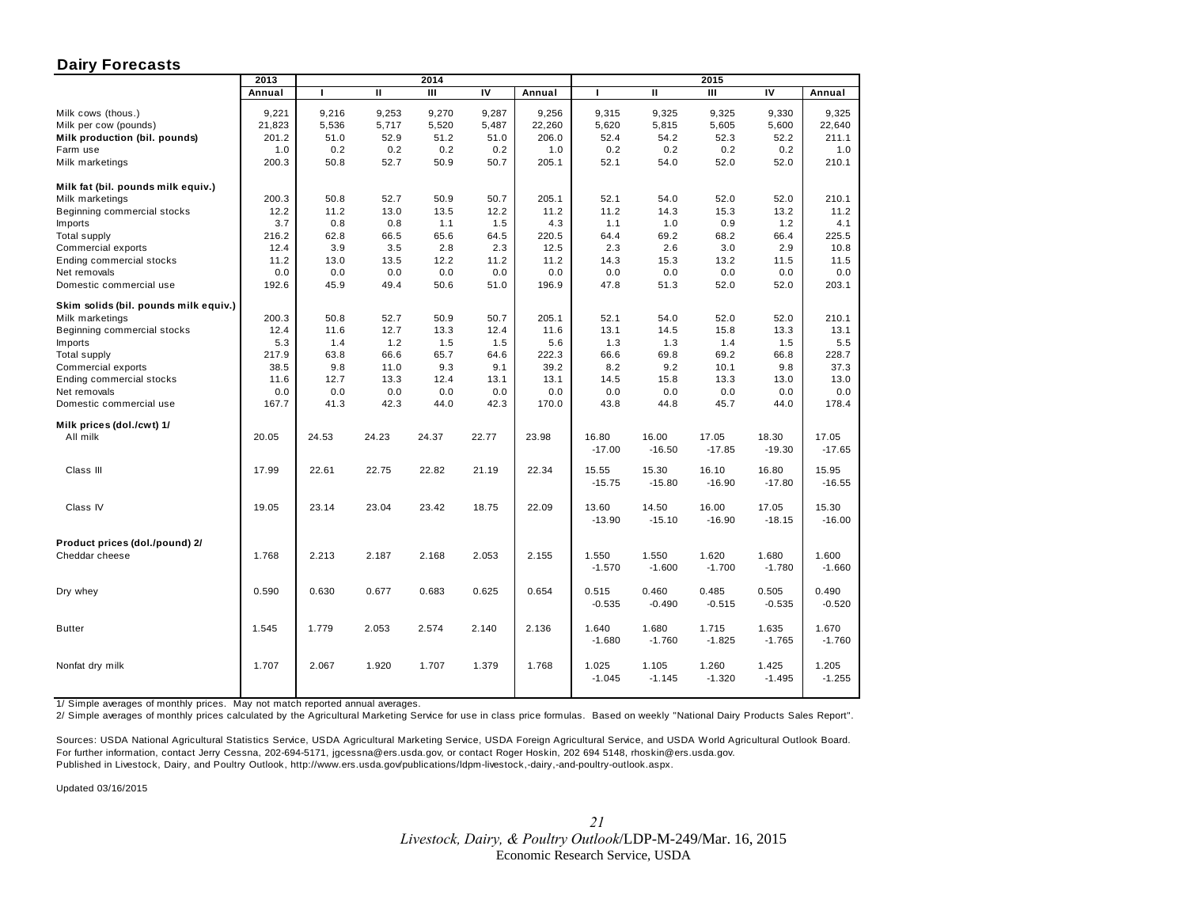## Dairy Forecasts

| | 2013 | 2014 | | | | | 2015 | | | | |
|---|---|---|---|---|---|---|---|---|---|---|---|
| | Annual | I | II | III | IV | Annual | I | II | III | IV | Annual |
| Milk cows (thous.) | 9,221 | 9,216 | 9,253 | 9,270 | 9,287 | 9,256 | 9,315 | 9,325 | 9,325 | 9,330 | 9,325 |
| Milk per cow (pounds) | 21,823 | 5,536 | 5,717 | 5,520 | 5,487 | 22,260 | 5,620 | 5,815 | 5,605 | 5,600 | 22,640 |
| **Milk production (bil. pounds)** | 201.2 | 51.0 | 52.9 | 51.2 | 51.0 | 206.0 | 52.4 | 54.2 | 52.3 | 52.2 | 211.1 |
| Farm use | 1.0 | 0.2 | 0.2 | 0.2 | 0.2 | 1.0 | 0.2 | 0.2 | 0.2 | 0.2 | 1.0 |
| Milk marketings | 200.3 | 50.8 | 52.7 | 50.9 | 50.7 | 205.1 | 52.1 | 54.0 | 52.0 | 52.0 | 210.1 |
| **Milk fat (bil. pounds milk equiv.)** | | | | | | | | | | | |
| Milk marketings | 200.3 | 50.8 | 52.7 | 50.9 | 50.7 | 205.1 | 52.1 | 54.0 | 52.0 | 52.0 | 210.1 |
| Beginning commercial stocks | 12.2 | 11.2 | 13.0 | 13.5 | 12.2 | 11.2 | 11.2 | 14.3 | 15.3 | 13.2 | 11.2 |
| Imports | 3.7 | 0.8 | 0.8 | 1.1 | 1.5 | 4.3 | 1.1 | 1.0 | 0.9 | 1.2 | 4.1 |
| Total supply | 216.2 | 62.8 | 66.5 | 65.6 | 64.5 | 220.5 | 64.4 | 69.2 | 68.2 | 66.4 | 225.5 |
| Commercial exports | 12.4 | 3.9 | 3.5 | 2.8 | 2.3 | 12.5 | 2.3 | 2.6 | 3.0 | 2.9 | 10.8 |
| Ending commercial stocks | 11.2 | 13.0 | 13.5 | 12.2 | 11.2 | 11.2 | 14.3 | 15.3 | 13.2 | 11.5 | 11.5 |
| Net removals | 0.0 | 0.0 | 0.0 | 0.0 | 0.0 | 0.0 | 0.0 | 0.0 | 0.0 | 0.0 | 0.0 |
| Domestic commercial use | 192.6 | 45.9 | 49.4 | 50.6 | 51.0 | 196.9 | 47.8 | 51.3 | 52.0 | 52.0 | 203.1 |
| **Skim solids (bil. pounds milk equiv.)** | | | | | | | | | | | |
| Milk marketings | 200.3 | 50.8 | 52.7 | 50.9 | 50.7 | 205.1 | 52.1 | 54.0 | 52.0 | 52.0 | 210.1 |
| Beginning commercial stocks | 12.4 | 11.6 | 12.7 | 13.3 | 12.4 | 11.6 | 13.1 | 14.5 | 15.8 | 13.3 | 13.1 |
| Imports | 5.3 | 1.4 | 1.2 | 1.5 | 1.5 | 5.6 | 1.3 | 1.3 | 1.4 | 1.5 | 5.5 |
| Total supply | 217.9 | 63.8 | 66.6 | 65.7 | 64.6 | 222.3 | 66.6 | 69.8 | 69.2 | 66.8 | 228.7 |
| Commercial exports | 38.5 | 9.8 | 11.0 | 9.3 | 9.1 | 39.2 | 8.2 | 9.2 | 10.1 | 9.8 | 37.3 |
| Ending commercial stocks | 11.6 | 12.7 | 13.3 | 12.4 | 13.1 | 13.1 | 14.5 | 15.8 | 13.3 | 13.0 | 13.0 |
| Net removals | 0.0 | 0.0 | 0.0 | 0.0 | 0.0 | 0.0 | 0.0 | 0.0 | 0.0 | 0.0 | 0.0 |
| Domestic commercial use | 167.7 | 41.3 | 42.3 | 44.0 | 42.3 | 170.0 | 43.8 | 44.8 | 45.7 | 44.0 | 178.4 |
| **Milk prices (dol./cwt) 1/** | | | | | | | | | | | |
| All milk | 20.05 | 24.53 | 24.23 | 24.37 | 22.77 | 23.98 | 16.80 -17.00 | 16.00 -16.50 | 17.05 -17.85 | 18.30 -19.30 | 17.05 -17.65 |
| Class III | 17.99 | 22.61 | 22.75 | 22.82 | 21.19 | 22.34 | 15.55 -15.75 | 15.30 -15.80 | 16.10 -16.90 | 16.80 -17.80 | 15.95 -16.55 |
| Class IV | 19.05 | 23.14 | 23.04 | 23.42 | 18.75 | 22.09 | 13.60 -13.90 | 14.50 -15.10 | 16.00 -16.90 | 17.05 -18.15 | 15.30 -16.00 |
| **Product prices (dol./pound) 2/** | | | | | | | | | | | |
| Cheddar cheese | 1.768 | 2.213 | 2.187 | 2.168 | 2.053 | 2.155 | 1.550 -1.570 | 1.550 -1.600 | 1.620 -1.700 | 1.680 -1.780 | 1.600 -1.660 |
| Dry whey | 0.590 | 0.630 | 0.677 | 0.683 | 0.625 | 0.654 | 0.515 -0.535 | 0.460 -0.490 | 0.485 -0.515 | 0.505 -0.535 | 0.490 -0.520 |
| Butter | 1.545 | 1.779 | 2.053 | 2.574 | 2.140 | 2.136 | 1.640 -1.680 | 1.680 -1.760 | 1.715 -1.825 | 1.635 -1.765 | 1.670 -1.760 |
| Nonfat dry milk | 1.707 | 2.067 | 1.920 | 1.707 | 1.379 | 1.768 | 1.025 -1.045 | 1.105 -1.145 | 1.260 -1.320 | 1.425 -1.495 | 1.205 -1.255 |

1/ Simple averages of monthly prices. May not match reported annual averages.
2/ Simple averages of monthly prices calculated by the Agricultural Marketing Service for use in class price formulas. Based on weekly "National Dairy Products Sales Report".

Sources: USDA National Agricultural Statistics Service, USDA Agricultural Marketing Service, USDA Foreign Agricultural Service, and USDA World Agricultural Outlook Board.
For further information, contact Jerry Cessna, 202-694-5171, jgcessna@ers.usda.gov, or contact Roger Hoskin, 202 694 5148, rhoskin@ers.usda.gov.
Published in Livestock, Dairy, and Poultry Outlook, http://www.ers.usda.gov/publications/ldpm-livestock,-dairy,-and-poultry-outlook.aspx.

Updated 03/16/2015